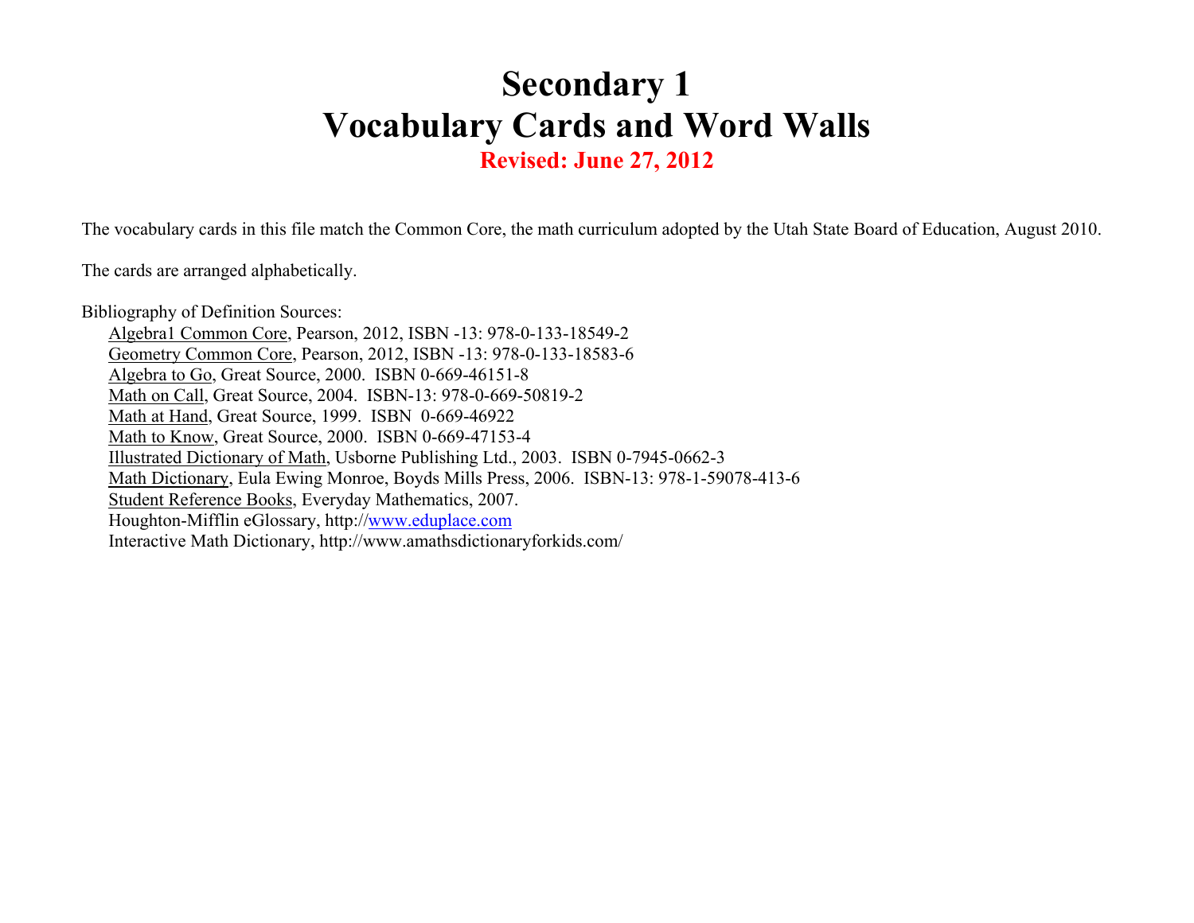# Secondary 1
# Vocabulary Cards and Word Walls

**Revised: June 27, 2012**

The vocabulary cards in this file match the Common Core, the math curriculum adopted by the Utah State Board of Education, August 2010.

The cards are arranged alphabetically.

Bibliography of Definition Sources:

- Algebra1 Common Core, Pearson, 2012, ISBN -13: 978-0-133-18549-2
- Geometry Common Core, Pearson, 2012, ISBN -13: 978-0-133-18583-6
- Algebra to Go, Great Source, 2000. ISBN 0-669-46151-8
- Math on Call, Great Source, 2004. ISBN-13: 978-0-669-50819-2
- Math at Hand, Great Source, 1999. ISBN 0-669-46922
- Math to Know, Great Source, 2000. ISBN 0-669-47153-4
- Illustrated Dictionary of Math, Usborne Publishing Ltd., 2003. ISBN 0-7945-0662-3
- Math Dictionary, Eula Ewing Monroe, Boyds Mills Press, 2006. ISBN-13: 978-1-59078-413-6
- Student Reference Books, Everyday Mathematics, 2007.
- Houghton-Mifflin eGlossary, http://www.eduplace.com
- Interactive Math Dictionary, http://www.amathsdictionaryforkids.com/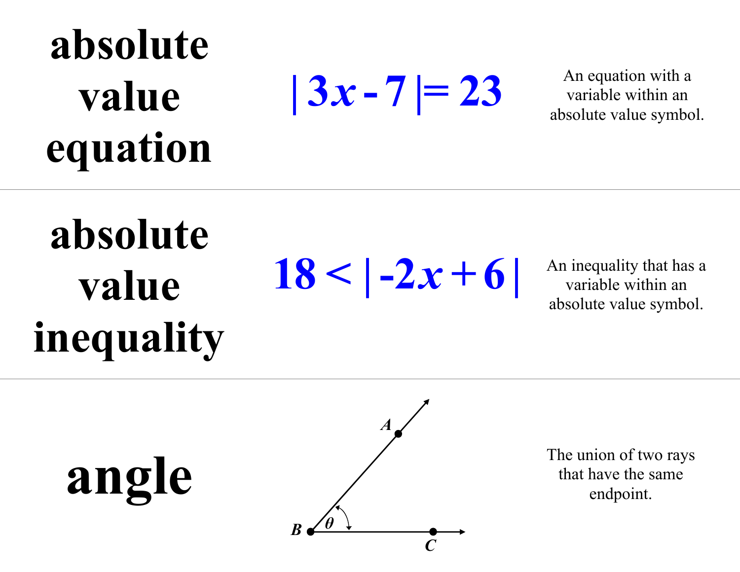**absolute value equation**

$$|3x - 7| = 23$$

An equation with a variable within an absolute value symbol.

**absolute value inequality**

$$18 < |-2x + 6|$$

An inequality that has a variable within an absolute value symbol.

**angle**

A

B

$\theta$

C

The union of two rays that have the same endpoint.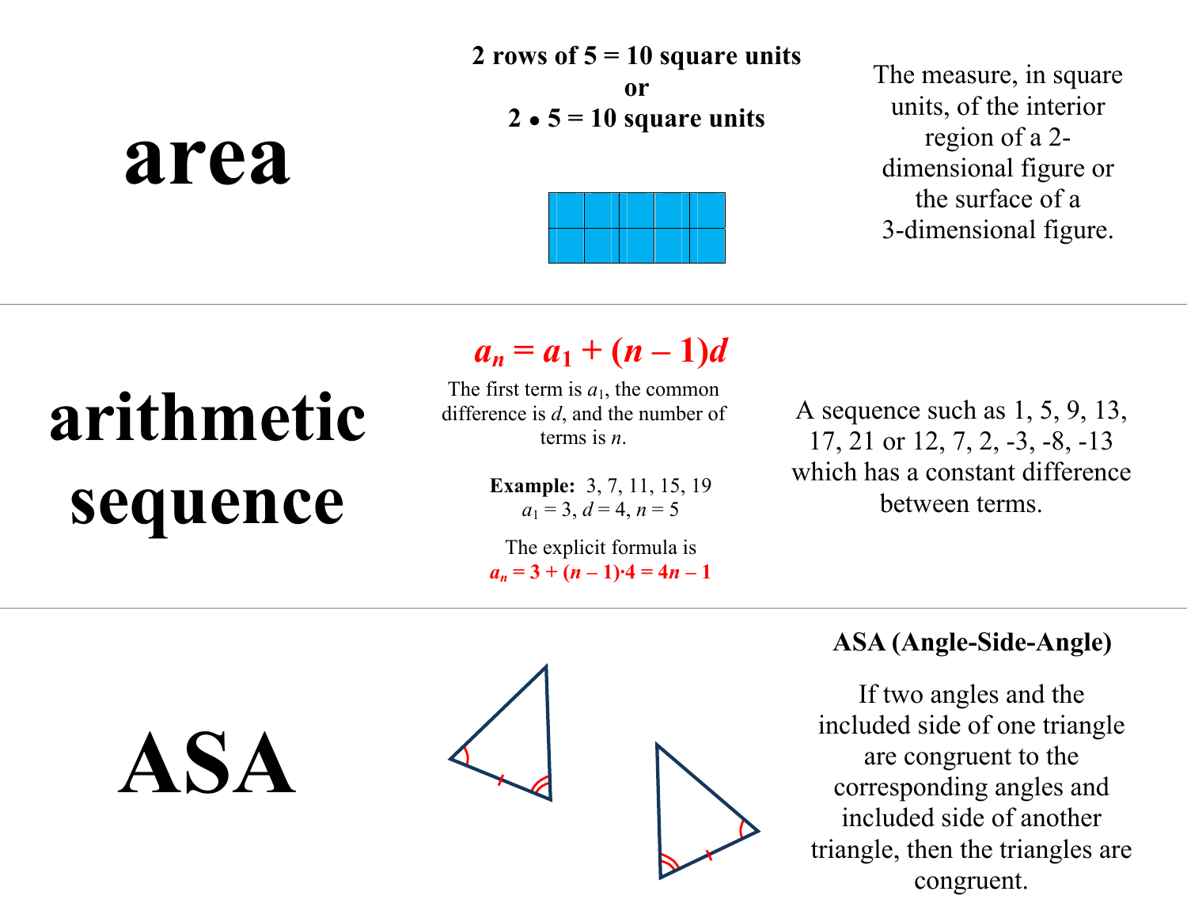## area

**2 rows of 5 = 10 square units**
**or**
**2 • 5 = 10 square units**

The measure, in square units, of the interior region of a 2-dimensional figure or the surface of a 3-dimensional figure.

## arithmetic sequence

$$a_n = a_1 + (n - 1)d$$

The first term is $a_1$, the common difference is $d$, and the number of terms is $n$.

**Example:** 3, 7, 11, 15, 19
$a_1 = 3$, $d = 4$, $n = 5$

The explicit formula is
$a_n = 3 + (n - 1) \cdot 4 = 4n - 1$

A sequence such as 1, 5, 9, 13, 17, 21 or 12, 7, 2, -3, -8, -13 which has a constant difference between terms.

## ASA

**ASA (Angle-Side-Angle)**

If two angles and the included side of one triangle are congruent to the corresponding angles and included side of another triangle, then the triangles are congruent.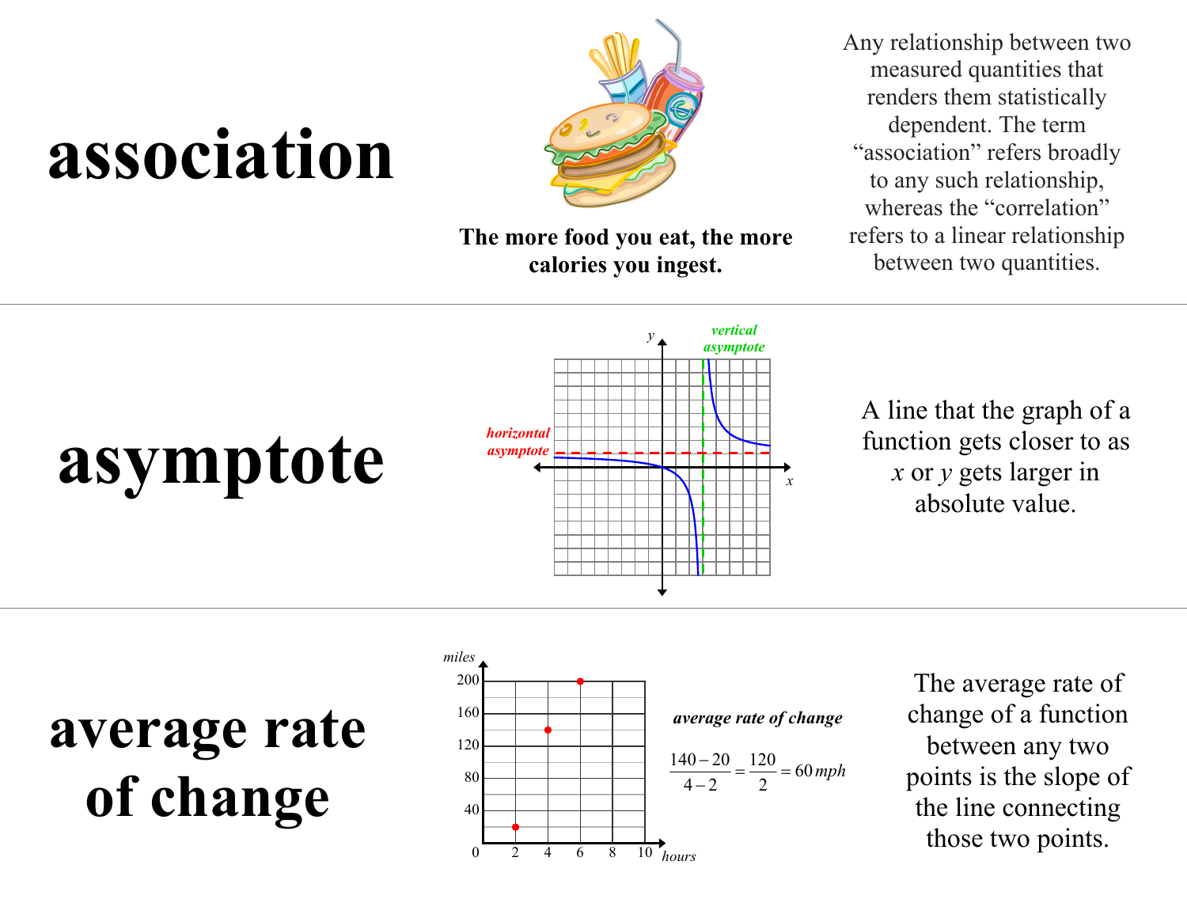# association

The more food you eat, the more calories you ingest.

Any relationship between two measured quantities that renders them statistically dependent. The term "association" refers broadly to any such relationship, whereas the "correlation" refers to a linear relationship between two quantities.

# asymptote

*y*

*vertical asymptote*

*horizontal asymptote*

*x*

A line that the graph of a function gets closer to as *x* or *y* gets larger in absolute value.

# average rate of change

*miles*

200
160
120
80
40
0

2 4 6 8 10 *hours*

***average rate of change***

$$\frac{140-20}{4-2} = \frac{120}{2} = 60\,mph$$

The average rate of change of a function between any two points is the slope of the line connecting those two points.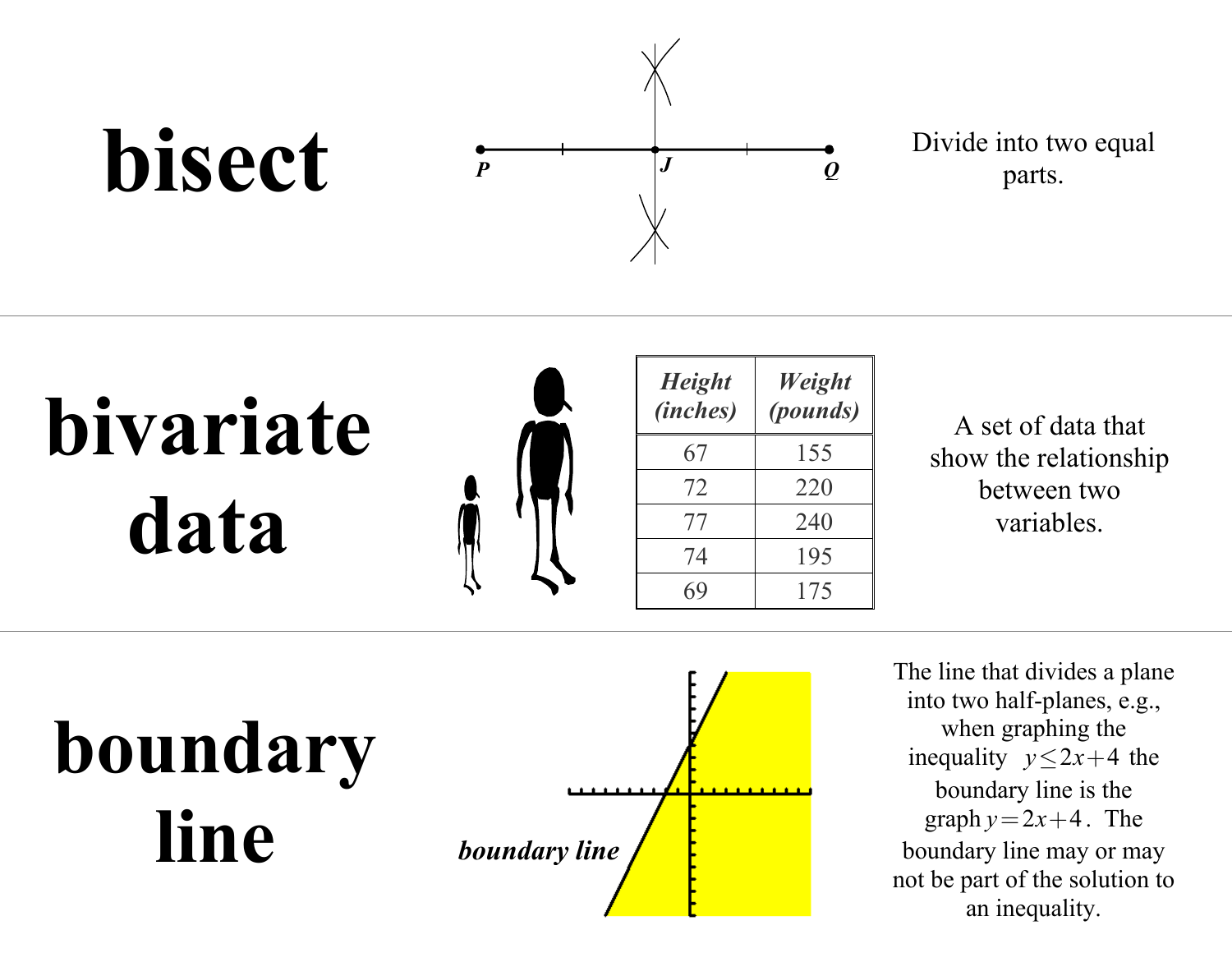# bisect

P J Q

Divide into two equal parts.

# bivariate data

| *Height (inches)* | *Weight (pounds)* |
|---|---|
| 67 | 155 |
| 72 | 220 |
| 77 | 240 |
| 74 | 195 |
| 69 | 175 |

A set of data that show the relationship between two variables.

# boundary line

***boundary line***

The line that divides a plane into two half-planes, e.g., when graphing the inequality $y \leq 2x+4$ the boundary line is the graph $y = 2x+4$. The boundary line may or may not be part of the solution to an inequality.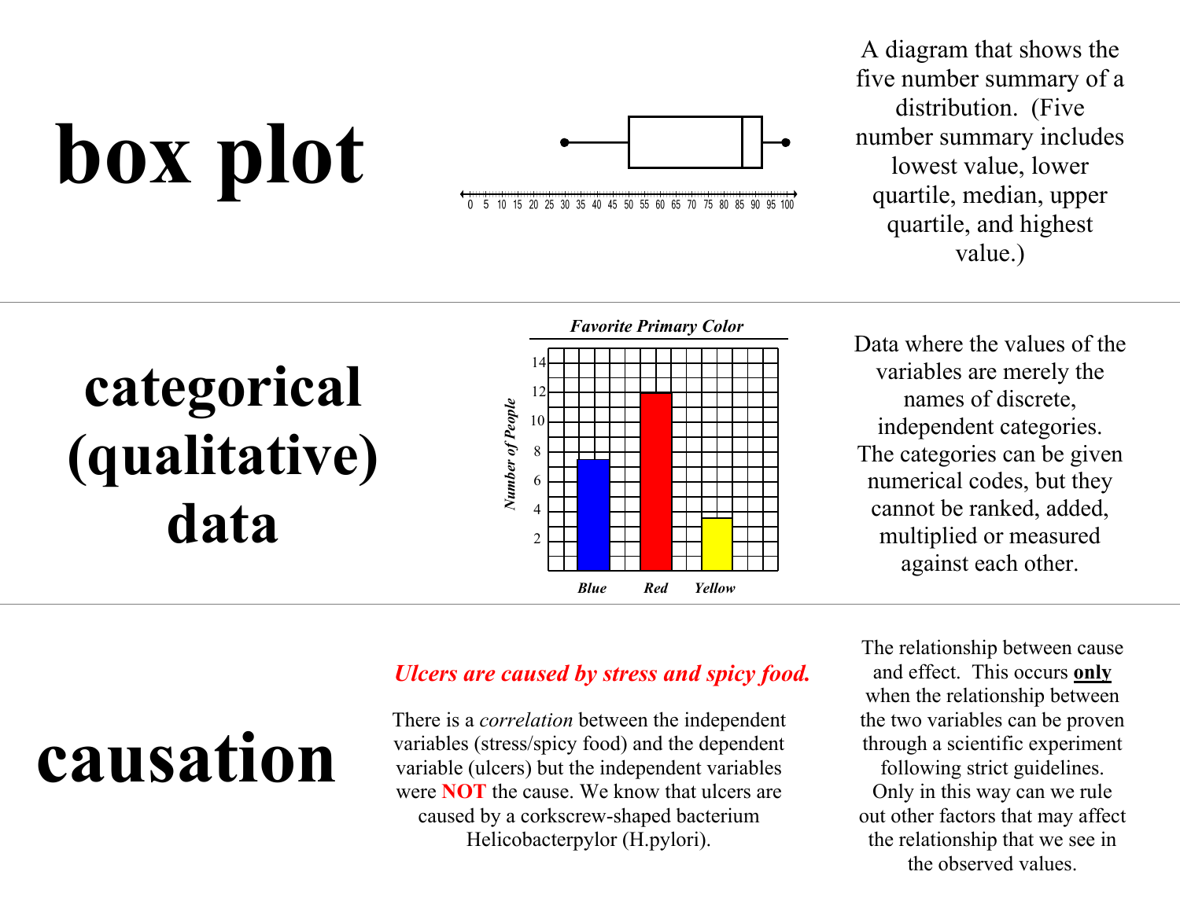# box plot

0 5 10 15 20 25 30 35 40 45 50 55 60 65 70 75 80 85 90 95 100

A diagram that shows the five number summary of a distribution. (Five number summary includes lowest value, lower quartile, median, upper quartile, and highest value.)

# categorical (qualitative) data

***Favorite Primary Color***

*Number of People*

14
12
10
8
6
4
2

***Blue*** ***Red*** ***Yellow***

Data where the values of the variables are merely the names of discrete, independent categories. The categories can be given numerical codes, but they cannot be ranked, added, multiplied or measured against each other.

# causation

***Ulcers are caused by stress and spicy food.***

There is a *correlation* between the independent variables (stress/spicy food) and the dependent variable (ulcers) but the independent variables were **NOT** the cause. We know that ulcers are caused by a corkscrew-shaped bacterium Helicobacterpylor (H.pylori).

The relationship between cause and effect. This occurs **only** when the relationship between the two variables can be proven through a scientific experiment following strict guidelines. Only in this way can we rule out other factors that may affect the relationship that we see in the observed values.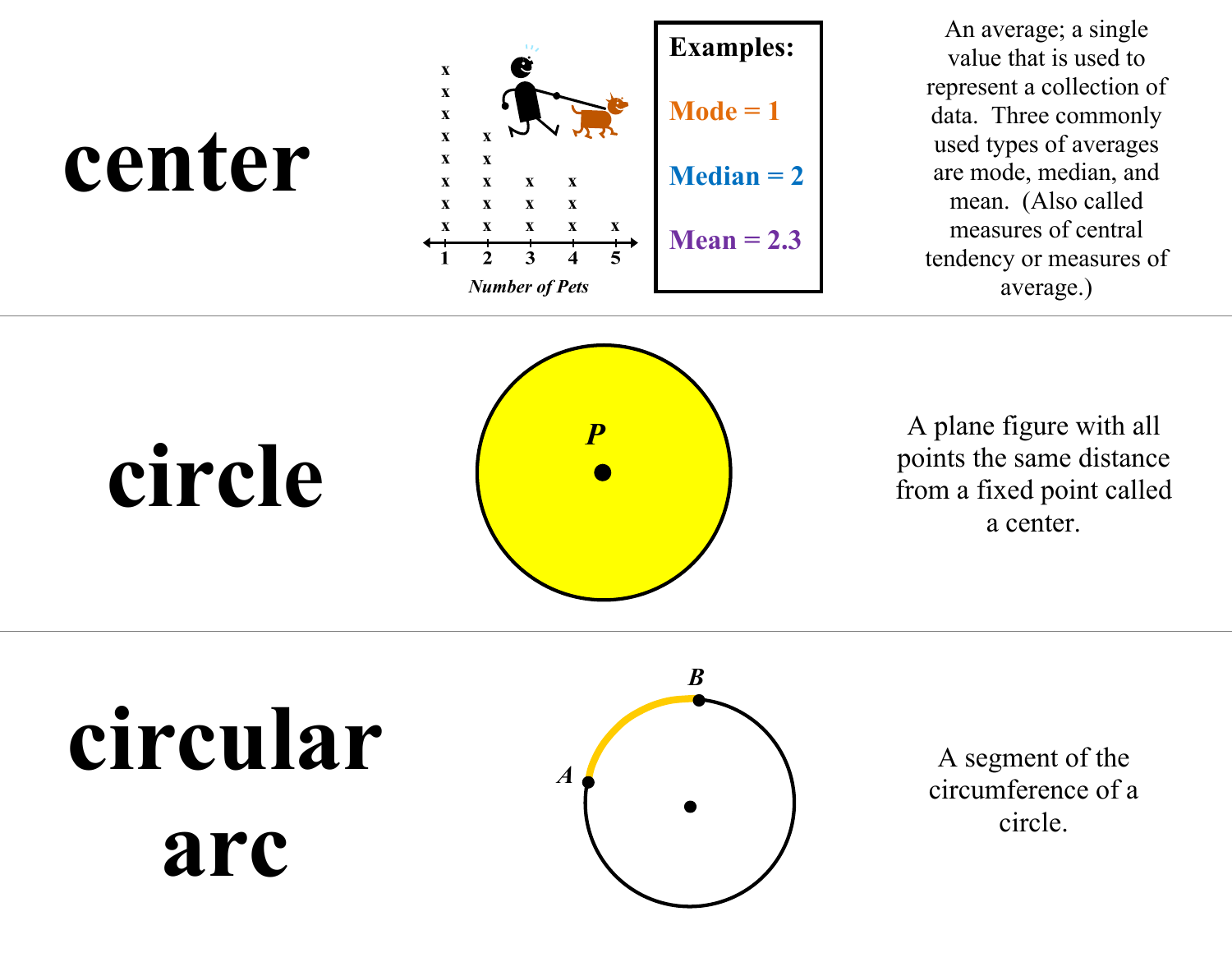# center

Number of Pets

1 2 3 4 5

**Examples:**

Mode = 1

Median = 2

Mean = 2.3

An average; a single value that is used to represent a collection of data. Three commonly used types of averages are mode, median, and mean. (Also called measures of central tendency or measures of average.)

# circle

*P*

A plane figure with all points the same distance from a fixed point called a center.

# circular arc

*A*

*B*

A segment of the circumference of a circle.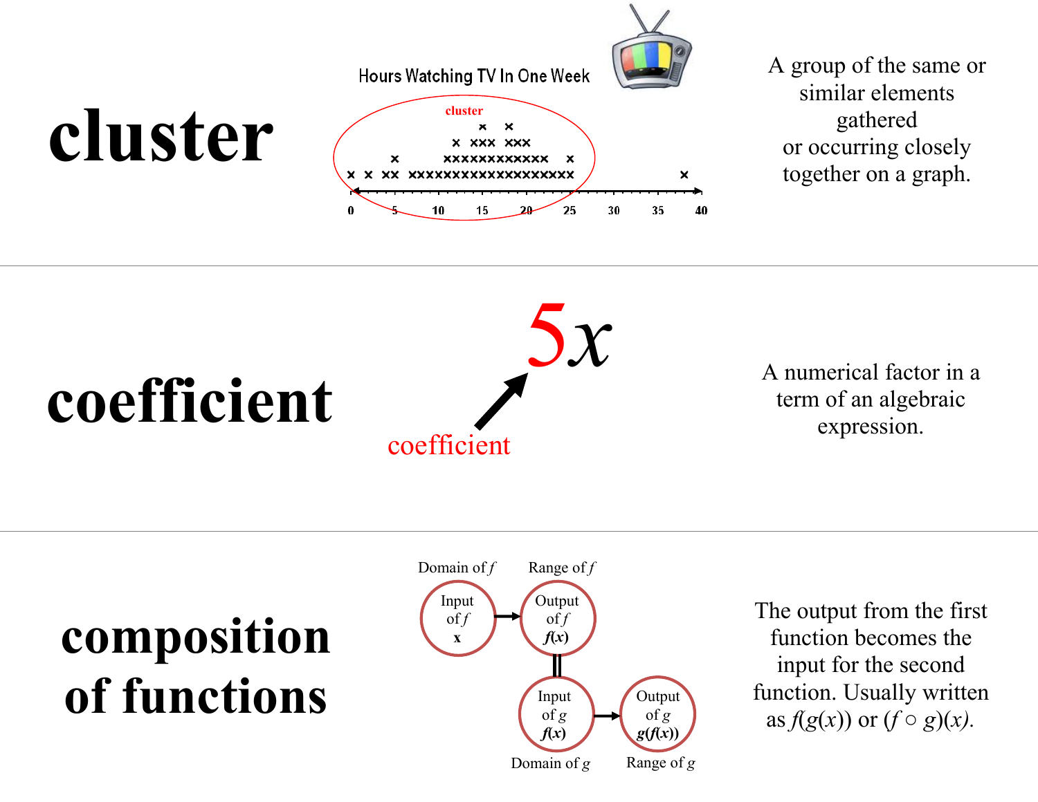# cluster

Hours Watching TV In One Week

cluster

0 5 10 15 20 25 30 35 40

A group of the same or similar elements gathered or occurring closely together on a graph.

# coefficient

$5x$

coefficient

A numerical factor in a term of an algebraic expression.

# composition of functions

Domain of $f$ | Range of $f$

Input of $f$ x → Output of $f$ $f(x)$

Input of $g$ $f(x)$ → Output of $g$ $g(f(x))$

Domain of $g$ | Range of $g$

The output from the first function becomes the input for the second function. Usually written as $f(g(x))$ or $(f \circ g)(x)$.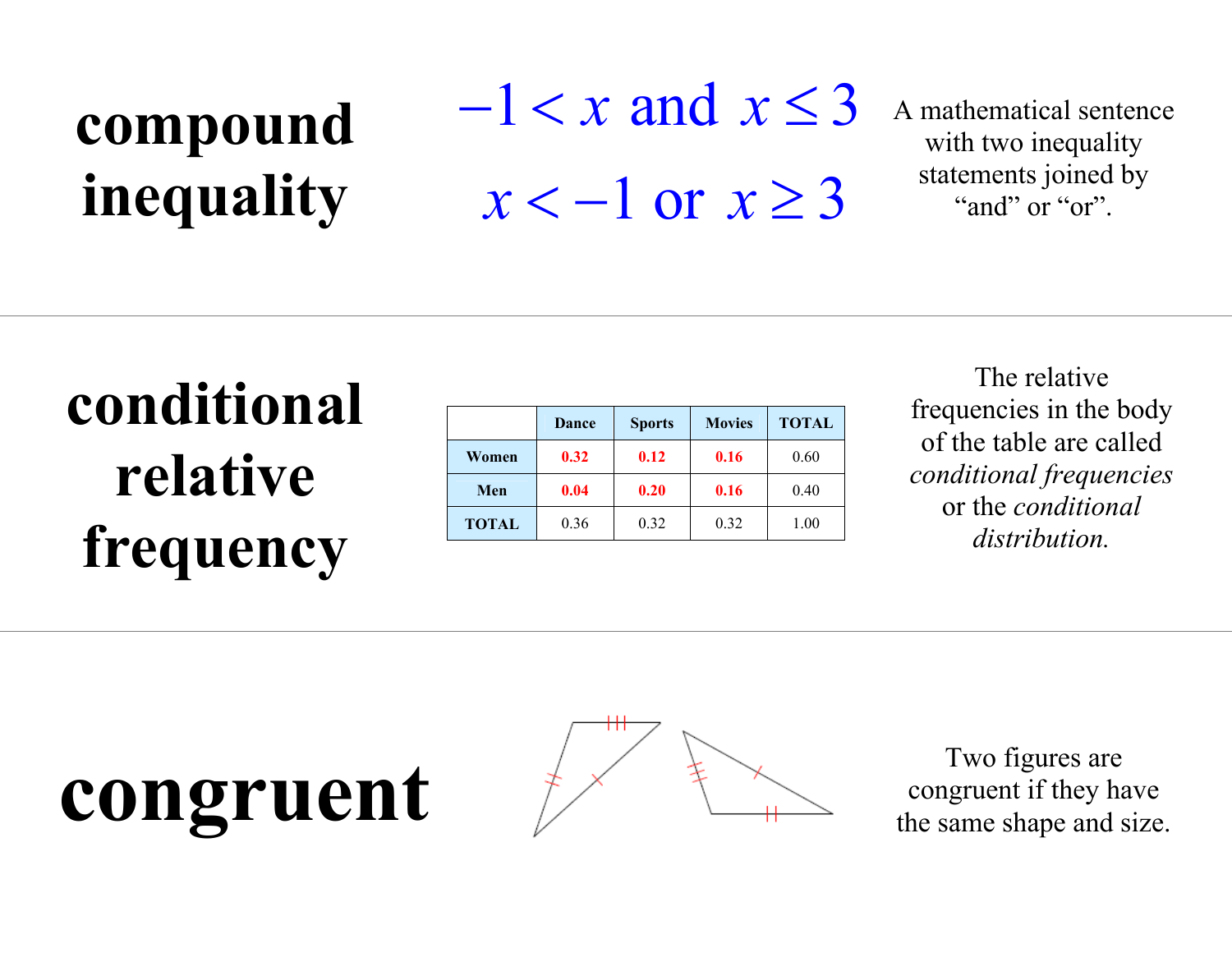## compound inequality

$$-1 < x \text{ and } x \leq 3$$

$$x < -1 \text{ or } x \geq 3$$

A mathematical sentence with two inequality statements joined by "and" or "or".

## conditional relative frequency

| | Dance | Sports | Movies | TOTAL |
|---|---|---|---|---|
| Women | 0.32 | 0.12 | 0.16 | 0.60 |
| Men | 0.04 | 0.20 | 0.16 | 0.40 |
| TOTAL | 0.36 | 0.32 | 0.32 | 1.00 |

The relative frequencies in the body of the table are called *conditional frequencies* or the *conditional distribution.*

## congruent

Two figures are congruent if they have the same shape and size.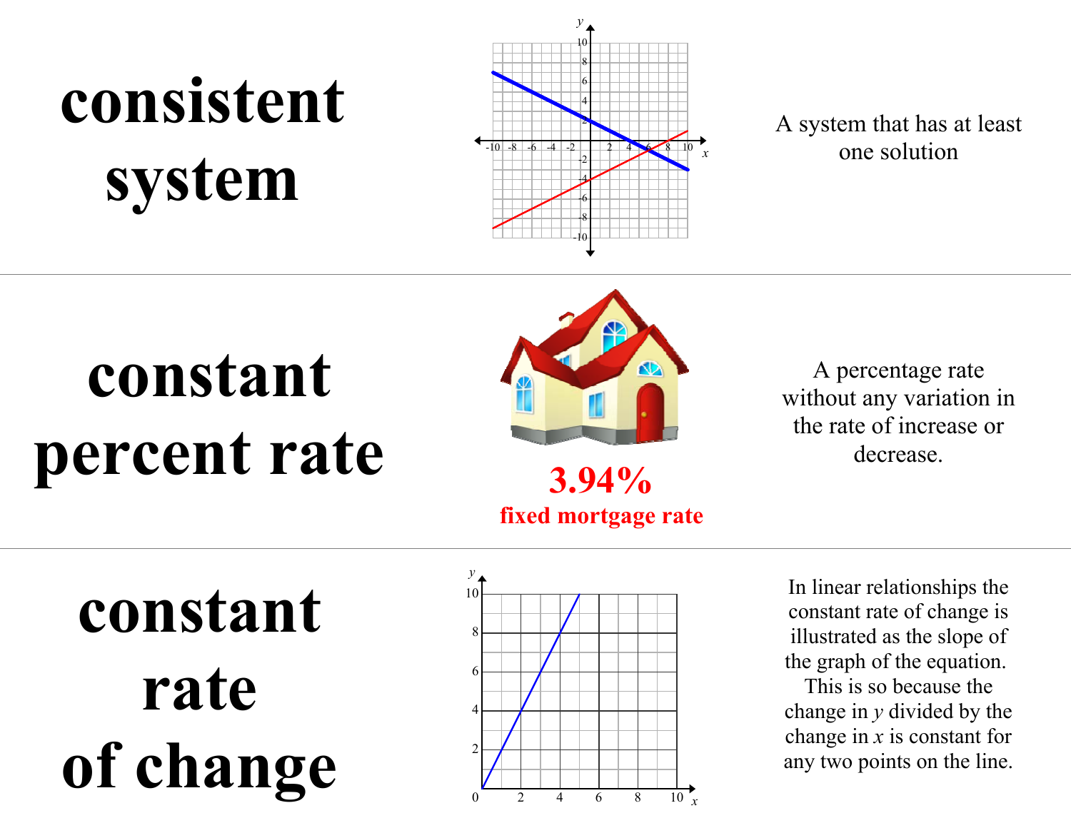## consistent system

y
10
8
6
4
2
-2
-4
-6
-8
-10
-10 -8 -6 -4 -2 2 4 6 8 10
x

A system that has at least one solution

## constant percent rate

**3.94%**

**fixed mortgage rate**

A percentage rate without any variation in the rate of increase or decrease.

## constant rate of change

y
10
8
6
4
2
0
2 4 6 8 10
x

In linear relationships the constant rate of change is illustrated as the slope of the graph of the equation. This is so because the change in $y$ divided by the change in $x$ is constant for any two points on the line.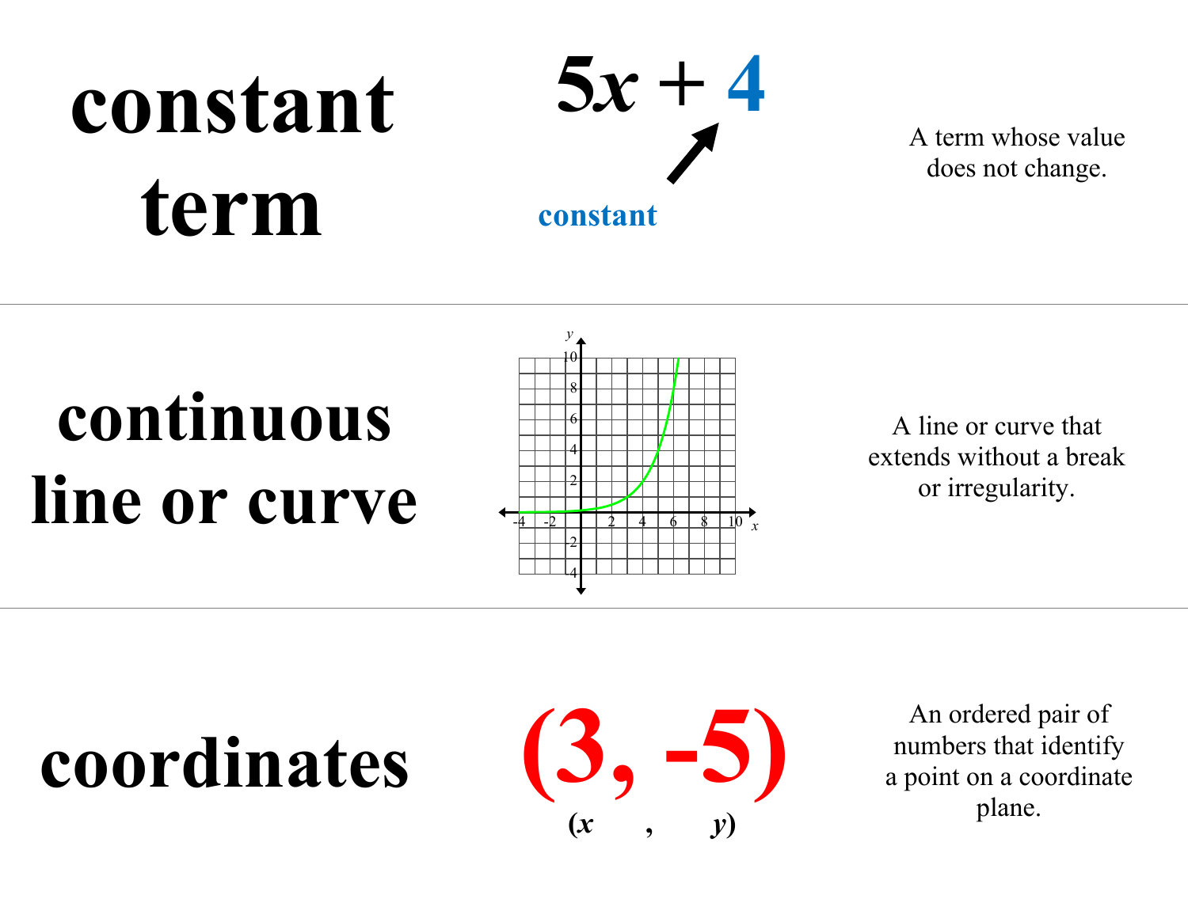## constant term

$5x + 4$

constant

A term whose value does not change.

## continuous line or curve

y

10
8
6
4
2
-4
-2
2
4
6
8
10
x
-2
-4

A line or curve that extends without a break or irregularity.

## coordinates

$(3, -5)$

$(x \quad , \quad y)$

An ordered pair of numbers that identify a point on a coordinate plane.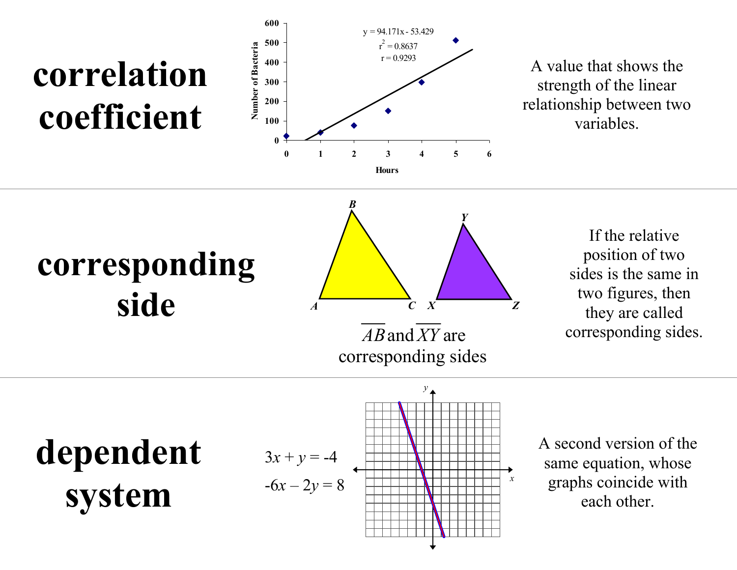## correlation coefficient

600
500
400
300
200
100
0
Number of Bacteria
0 1 2 3 4 5 6
Hours
y = 94.171x - 53.429
$r^2$ = 0.8637
r = 0.9293

A value that shows the strength of the linear relationship between two variables.

## corresponding side

B
A C
Y
X Z

$\overline{AB}$ and $\overline{XY}$ are corresponding sides

If the relative position of two sides is the same in two figures, then they are called corresponding sides.

## dependent system

$3x + y = -4$

$-6x - 2y = 8$

y
x

A second version of the same equation, whose graphs coincide with each other.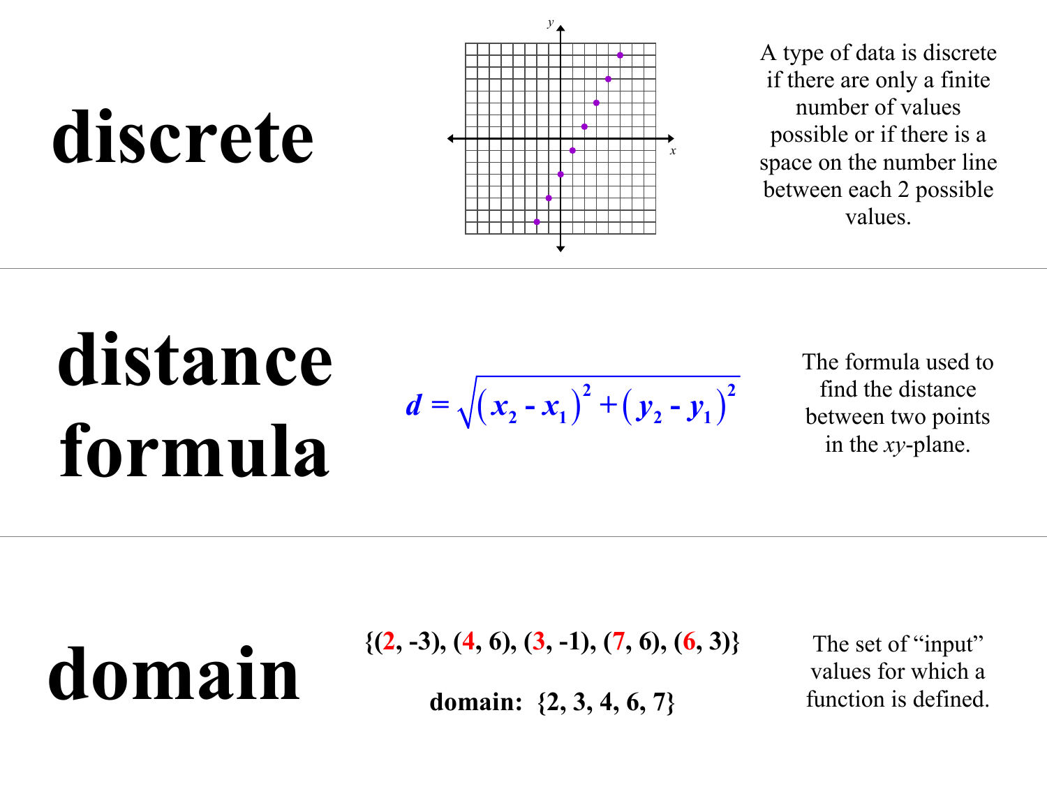# discrete

y

x

A type of data is discrete if there are only a finite number of values possible or if there is a space on the number line between each 2 possible values.

# distance formula

$$d = \sqrt{(x_2 - x_1)^2 + (y_2 - y_1)^2}$$

The formula used to find the distance between two points in the *xy*-plane.

# domain

**{(2, -3), (4, 6), (3, -1), (7, 6), (6, 3)}**

**domain: {2, 3, 4, 6, 7}**

The set of "input" values for which a function is defined.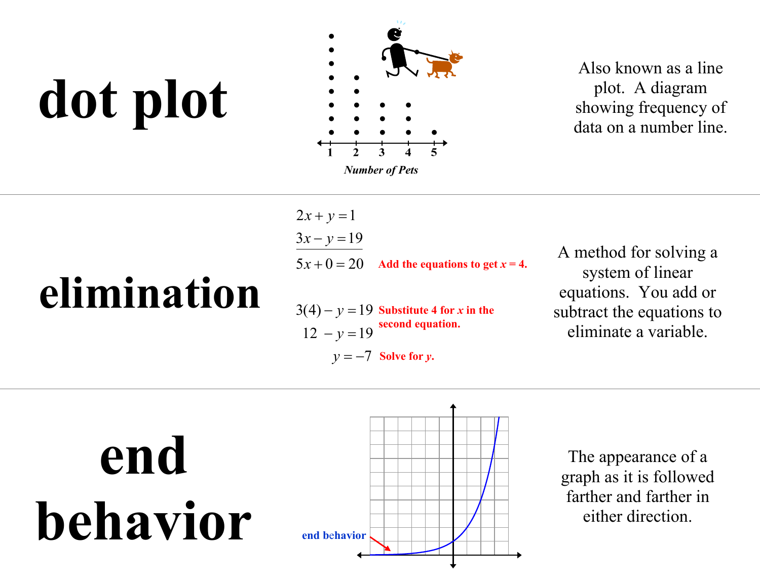# dot plot

1
2
3
4
5

*Number of Pets*

Also known as a line plot. A diagram showing frequency of data on a number line.

# elimination

$$2x + y = 1$$
$$3x - y = 19$$
$$5x + 0 = 20$$

**Add the equations to get $x = 4$.**

$$3(4) - y = 19$$
$$12 - y = 19$$
$$y = -7$$

**Substitute 4 for $x$ in the second equation.**

**Solve for $y$.**

A method for solving a system of linear equations. You add or subtract the equations to eliminate a variable.

# end behavior

end behavior

The appearance of a graph as it is followed farther and farther in either direction.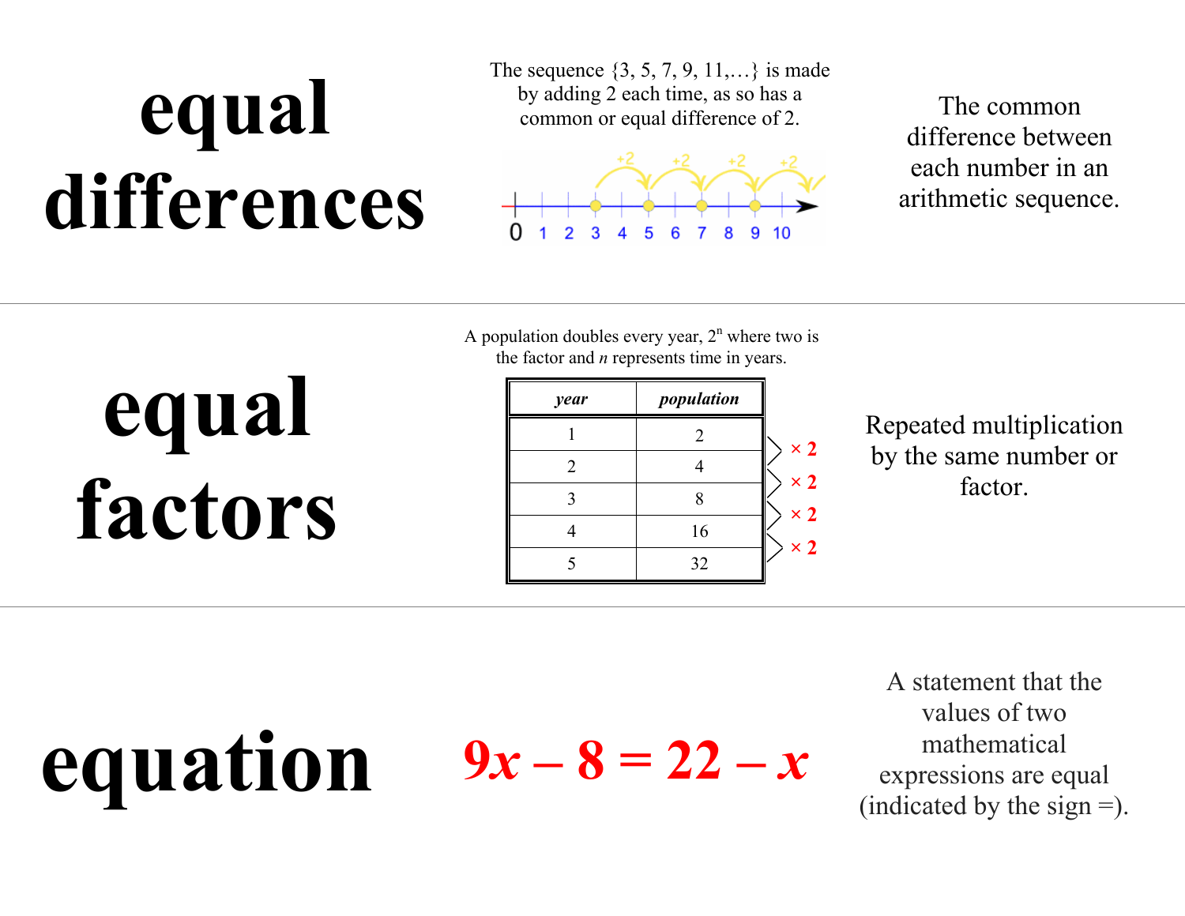## equal differences

The sequence {3, 5, 7, 9, 11,…} is made by adding 2 each time, as so has a common or equal difference of 2.

+2 +2 +2 +2

0 1 2 3 4 5 6 7 8 9 10

The common difference between each number in an arithmetic sequence.

## equal factors

A population doubles every year, $2^n$ where two is the factor and *n* represents time in years.

| *year* | *population* |
|---|---|
| 1 | 2 |
| 2 | 4 |
| 3 | 8 |
| 4 | 16 |
| 5 | 32 |

× 2
× 2
× 2
× 2

Repeated multiplication by the same number or factor.

## equation

$$9x - 8 = 22 - x$$

A statement that the values of two mathematical expressions are equal (indicated by the sign =).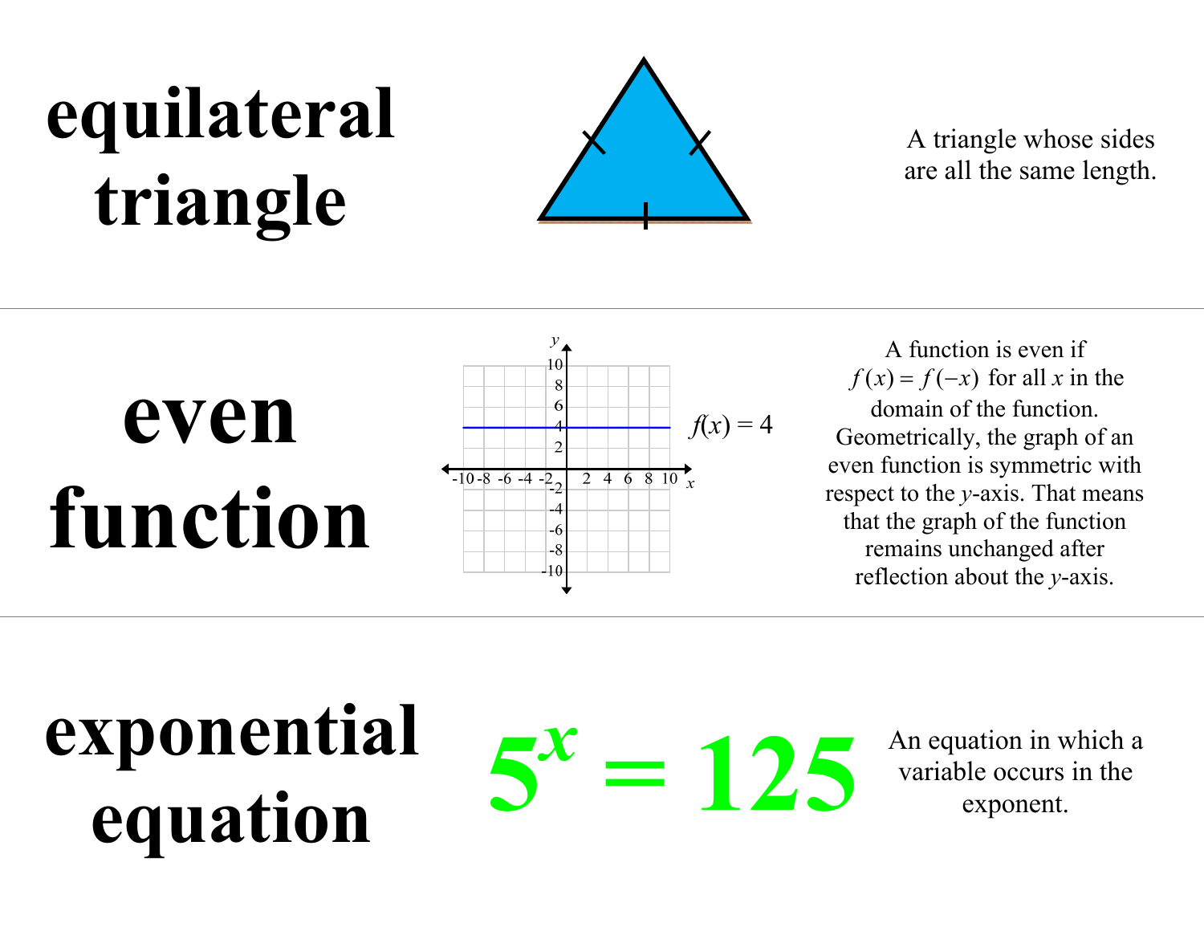**equilateral triangle**

A triangle whose sides are all the same length.

**even function**

y

10
8
6
4
2
-10 -8 -6 -4 -2
2 4 6 8 10
x
-2
-4
-6
-8
-10

$f(x) = 4$

A function is even if $f(x) = f(-x)$ for all $x$ in the domain of the function. Geometrically, the graph of an even function is symmetric with respect to the $y$-axis. That means that the graph of the function remains unchanged after reflection about the $y$-axis.

**exponential equation**

$$5^x = 125$$

An equation in which a variable occurs in the exponent.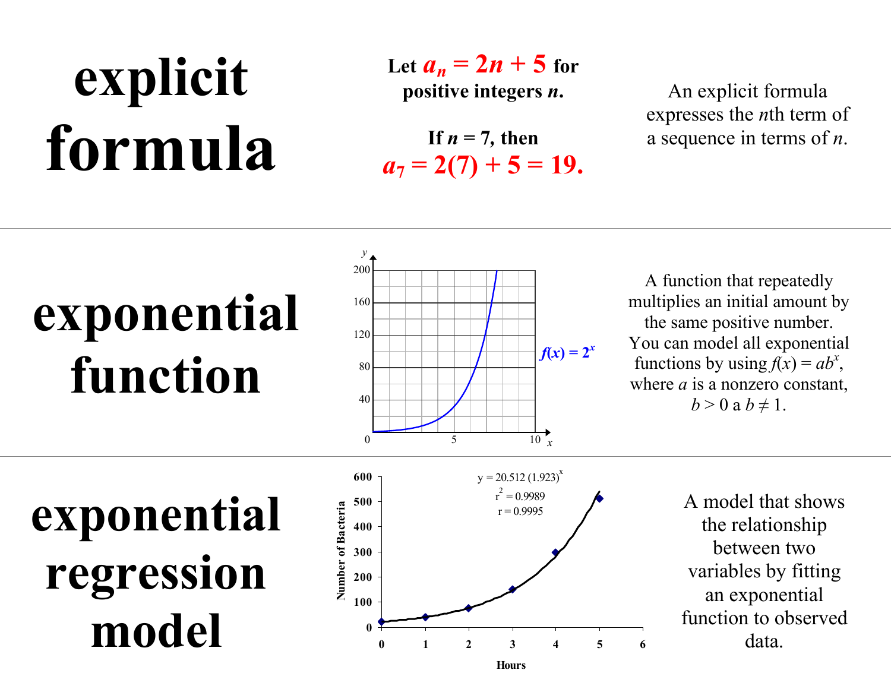# explicit formula

Let $a_n = 2n + 5$ for positive integers $n$.

If $n = 7$, then $a_7 = 2(7) + 5 = 19.$

An explicit formula expresses the $n$th term of a sequence in terms of $n$.

---

# exponential function

y

200

160

120

80

40

0

5

10

x

$f(x) = 2^x$

A function that repeatedly multiplies an initial amount by the same positive number. You can model all exponential functions by using $f(x) = ab^x$, where $a$ is a nonzero constant, $b > 0$ a $b \neq 1$.

---

# exponential regression model

$y = 20.512\,(1.923)^x$

$r^2 = 0.9989$

$r = 0.9995$

Number of Bacteria

600

500

400

300

200

100

0

0

1

2

3

4

5

6

Hours

A model that shows the relationship between two variables by fitting an exponential function to observed data.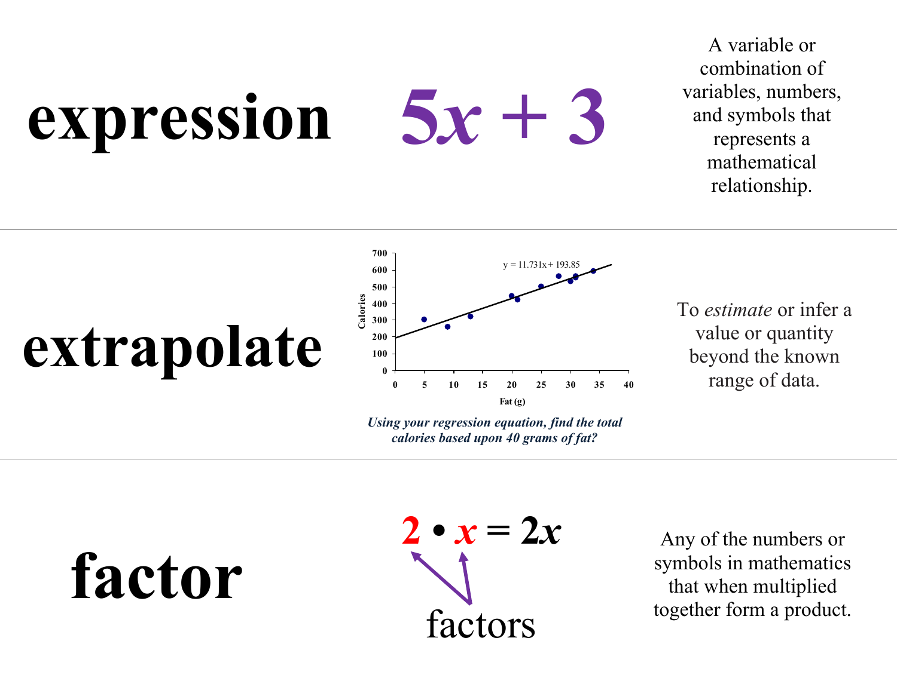## expression

$5x + 3$

A variable or combination of variables, numbers, and symbols that represents a mathematical relationship.

## extrapolate

y = 11.731x + 193.85

Calories

700
600
500
400
300
200
100
0

0 5 10 15 20 25 30 35 40

Fat (g)

***Using your regression equation, find the total calories based upon 40 grams of fat?***

To *estimate* or infer a value or quantity beyond the known range of data.

## factor

$2 \cdot x = 2x$

factors

Any of the numbers or symbols in mathematics that when multiplied together form a product.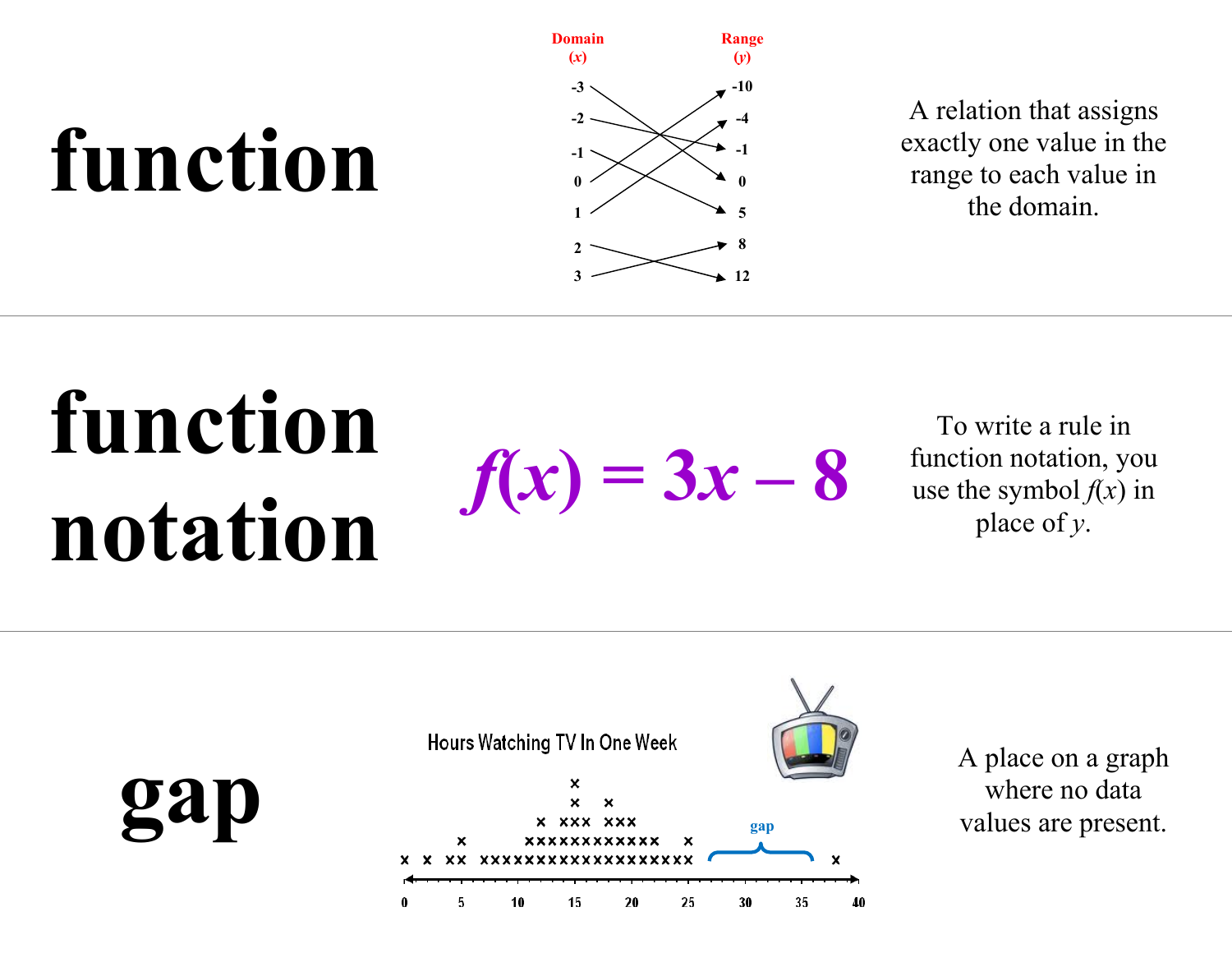# function

Domain ($x$)

Range ($y$)

-3, -2, -1, 0, 1, 2, 3

-10, -4, -1, 0, 5, 8, 12

A relation that assigns exactly one value in the range to each value in the domain.

# function notation

$$f(x) = 3x - 8$$

To write a rule in function notation, you use the symbol $f(x)$ in place of $y$.

# gap

Hours Watching TV In One Week

gap

0 5 10 15 20 25 30 35 40

A place on a graph where no data values are present.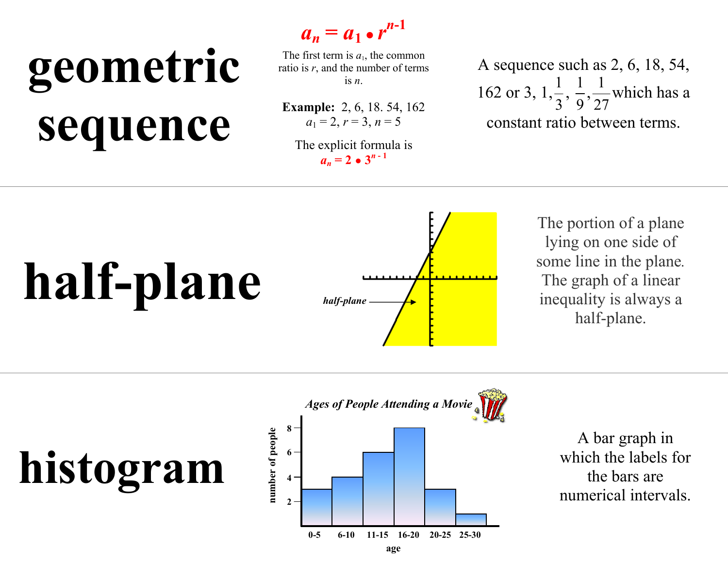# geometric sequence

$$a_n = a_1 \bullet r^{n-1}$$

The first term is $a_1$, the common ratio is $r$, and the number of terms is $n$.

**Example:** 2, 6, 18. 54, 162
$a_1 = 2$, $r = 3$, $n = 5$

The explicit formula is
$$a_n = 2 \bullet 3^{n-1}$$

A sequence such as 2, 6, 18, 54, 162 or 3, 1, $\frac{1}{3}$, $\frac{1}{9}$, $\frac{1}{27}$ which has a constant ratio between terms.

# half-plane

*half-plane*

The portion of a plane lying on one side of some line in the plane. The graph of a linear inequality is always a half-plane.

# histogram

*Ages of People Attending a Movie*

number of people

8
6
4
2

0-5
6-10
11-15
16-20
20-25
25-30

age

A bar graph in which the labels for the bars are numerical intervals.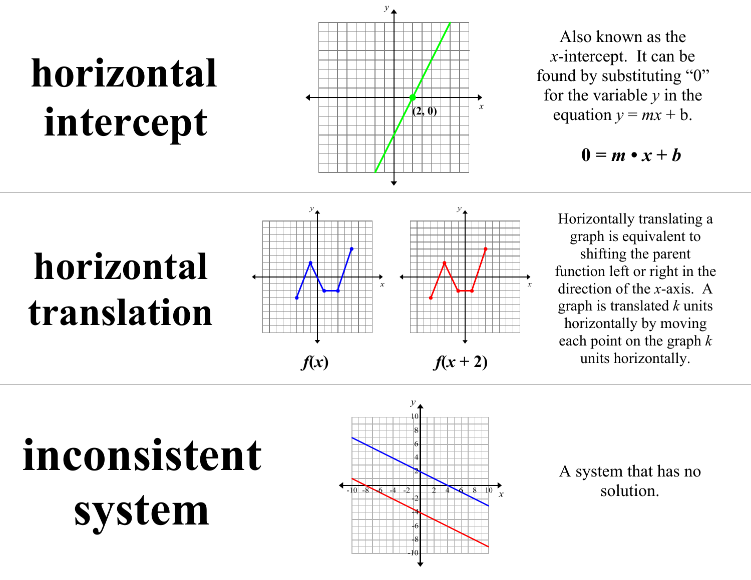## horizontal intercept

(2, 0)

y

x

Also known as the $x$-intercept. It can be found by substituting "0" for the variable $y$ in the equation $y = mx + b$.

$$0 = m \cdot x + b$$

## horizontal translation

y

x

$f(x)$

y

x

$f(x + 2)$

Horizontally translating a graph is equivalent to shifting the parent function left or right in the direction of the $x$-axis. A graph is translated $k$ units horizontally by moving each point on the graph $k$ units horizontally.

## inconsistent system

y

x

10
8
6
4
2
-2
-4
-6
-8
-10

-10 -8 -6 -4 -2 2 4 6 8 10

A system that has no solution.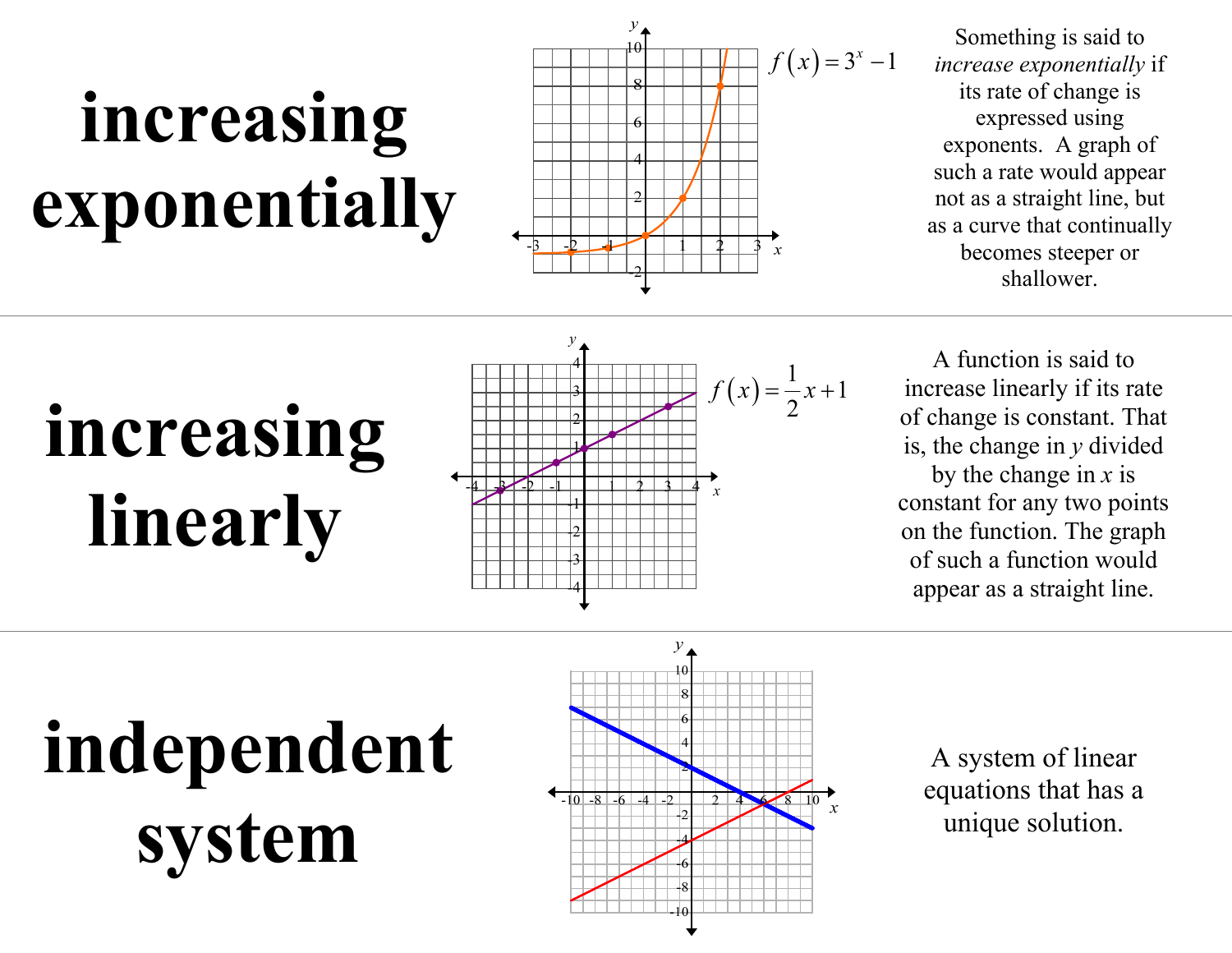# increasing exponentially

$f(x) = 3^x - 1$

y
10
8
6
4
2
-2
-3 -2 -1 1 2 3 x

Something is said to *increase exponentially* if its rate of change is expressed using exponents. A graph of such a rate would appear not as a straight line, but as a curve that continually becomes steeper or shallower.

# increasing linearly

$f(x) = \frac{1}{2}x + 1$

y
4
3
2
1
-1
-2
-3
-4
-4 -3 -2 -1 1 2 3 4 x

A function is said to increase linearly if its rate of change is constant. That is, the change in $y$ divided by the change in $x$ is constant for any two points on the function. The graph of such a function would appear as a straight line.

# independent system

y
10
8
6
4
-2
-4
-6
-8
-10
-10 -8 -6 -4 -2 2 4 6 8 10 x

A system of linear equations that has a unique solution.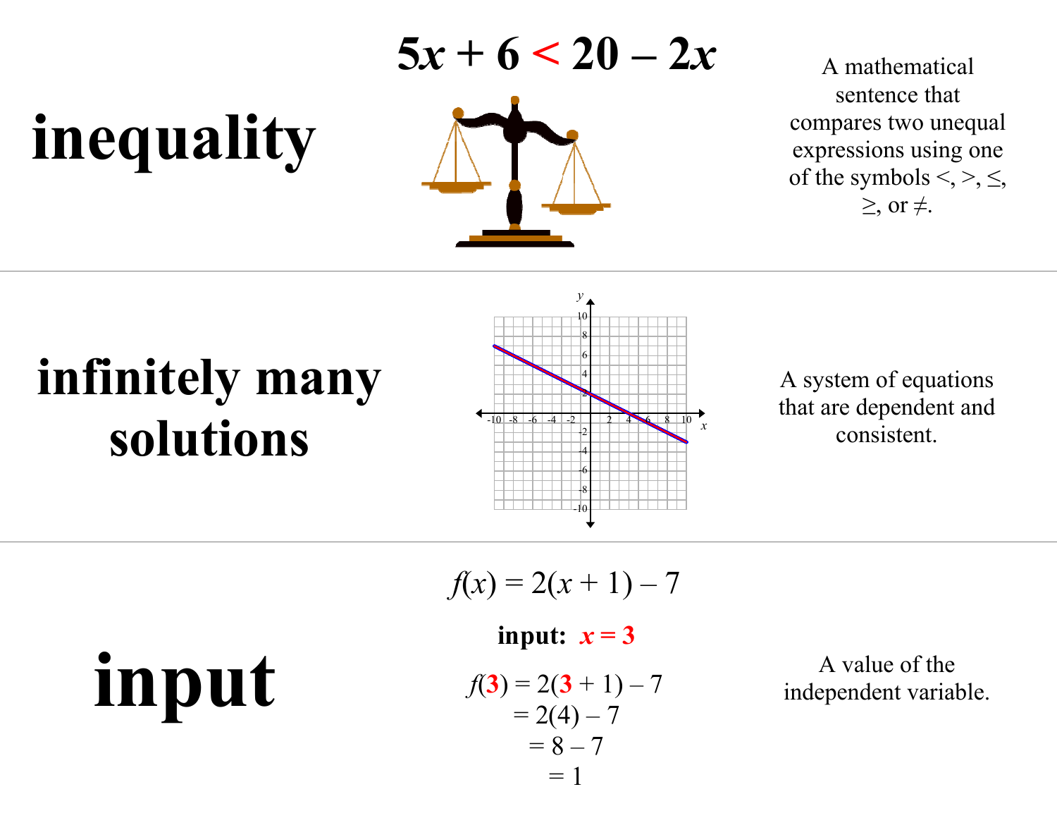## inequality

$$5x + 6 < 20 - 2x$$

A mathematical sentence that compares two unequal expressions using one of the symbols <, >, ≤, ≥, or ≠.

## infinitely many solutions

y
10
8
6
4
2
-10 -8 -6 -4 -2 2 4 6 8 10
x
-2
-4
-6
-8
-10

A system of equations that are dependent and consistent.

## input

$$f(x) = 2(x + 1) - 7$$

**input:** $x = 3$

$$f(3) = 2(3 + 1) - 7$$
$$= 2(4) - 7$$
$$= 8 - 7$$
$$= 1$$

A value of the independent variable.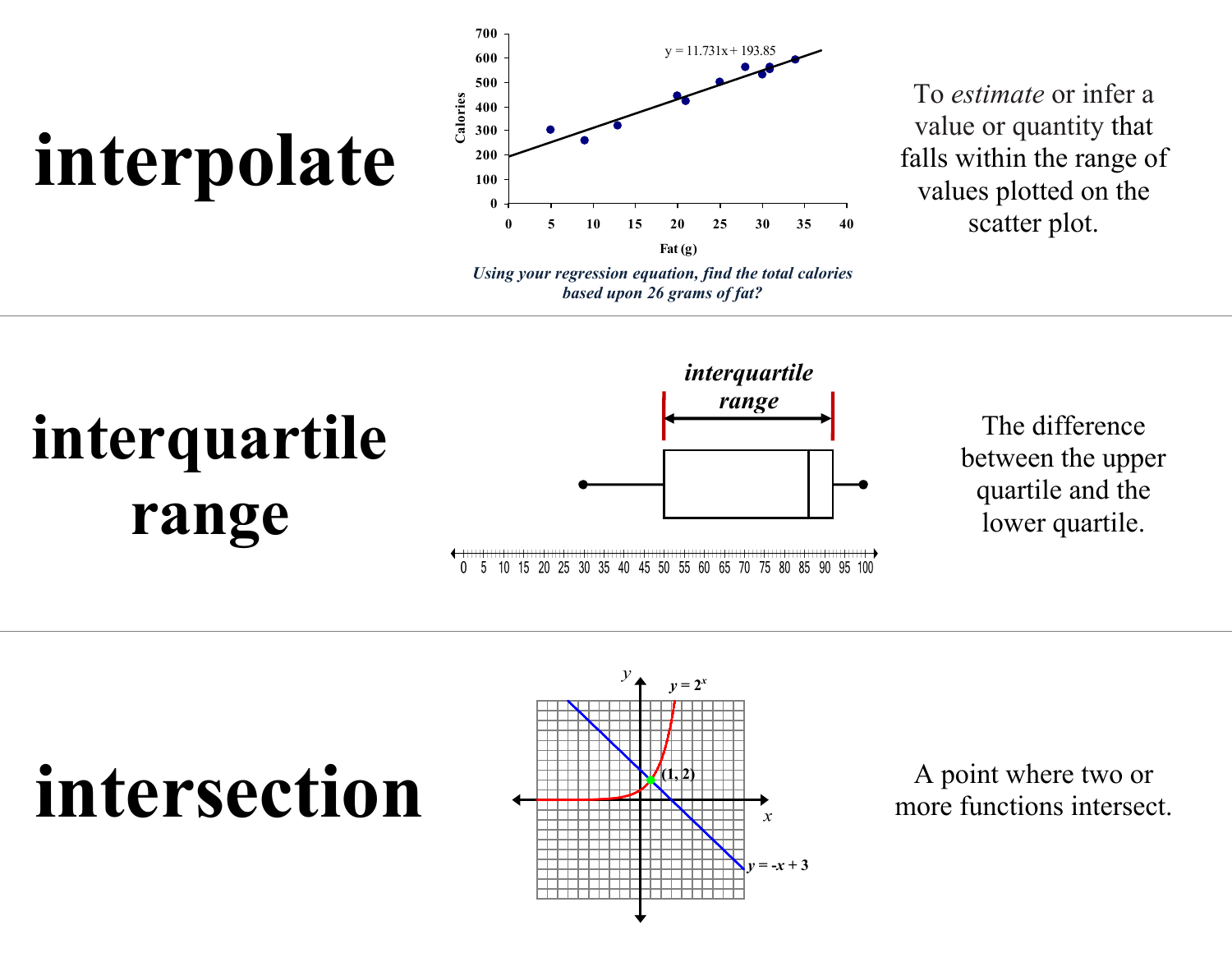# interpolate

700
600
500
400
300
200
100
0

Calories

$y = 11.731x + 193.85$

0 5 10 15 20 25 30 35 40

Fat (g)

***Using your regression equation, find the total calories based upon 26 grams of fat?***

To *estimate* or infer a value or quantity that falls within the range of values plotted on the scatter plot.

# interquartile range

***interquartile range***

0 5 10 15 20 25 30 35 40 45 50 55 60 65 70 75 80 85 90 95 100

The difference between the upper quartile and the lower quartile.

# intersection

$y$

$y = 2^x$

(1, 2)

$x$

$y = -x + 3$

A point where two or more functions intersect.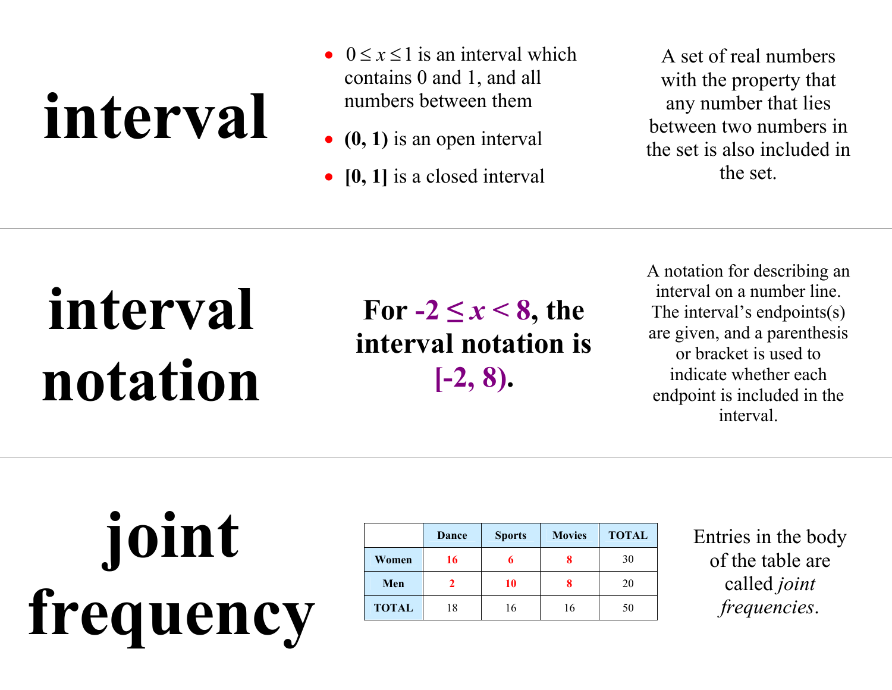# interval

- $0 \le x \le 1$ is an interval which contains 0 and 1, and all numbers between them
- **(0, 1)** is an open interval
- **[0, 1]** is a closed interval

A set of real numbers with the property that any number that lies between two numbers in the set is also included in the set.

# interval notation

**For $-2 \le x < 8$, the interval notation is [-2, 8).**

A notation for describing an interval on a number line. The interval's endpoints(s) are given, and a parenthesis or bracket is used to indicate whether each endpoint is included in the interval.

# joint frequency

| | Dance | Sports | Movies | TOTAL |
|---|---|---|---|---|
| **Women** | **16** | **6** | **8** | 30 |
| **Men** | **2** | **10** | **8** | 20 |
| **TOTAL** | 18 | 16 | 16 | 50 |

Entries in the body of the table are called *joint frequencies*.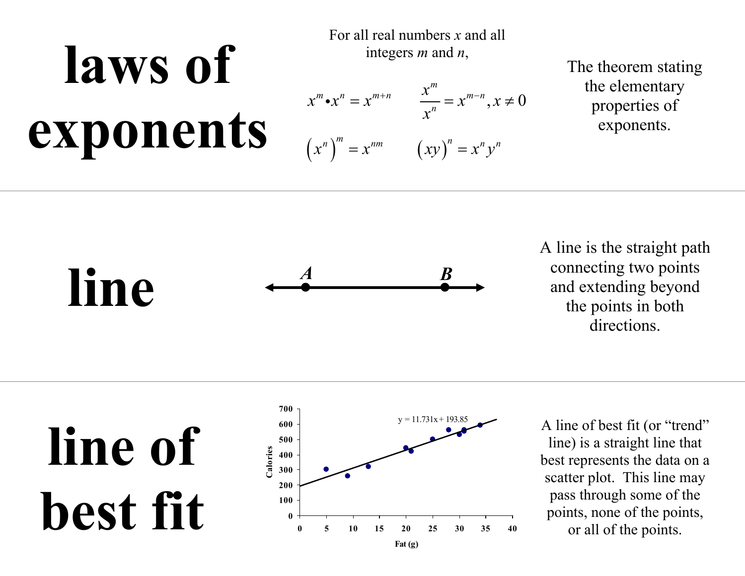# laws of exponents

For all real numbers $x$ and all integers $m$ and $n$,

$$x^m \bullet x^n = x^{m+n} \qquad \frac{x^m}{x^n} = x^{m-n}, x \neq 0$$

$$\left(x^n\right)^m = x^{nm} \qquad \left(xy\right)^n = x^n y^n$$

The theorem stating the elementary properties of exponents.

# line

A

B

A line is the straight path connecting two points and extending beyond the points in both directions.

# line of best fit

y = 11.731x + 193.85

Calories

700
600
500
400
300
200
100
0

0 5 10 15 20 25 30 35 40

Fat (g)

A line of best fit (or "trend" line) is a straight line that best represents the data on a scatter plot. This line may pass through some of the points, none of the points, or all of the points.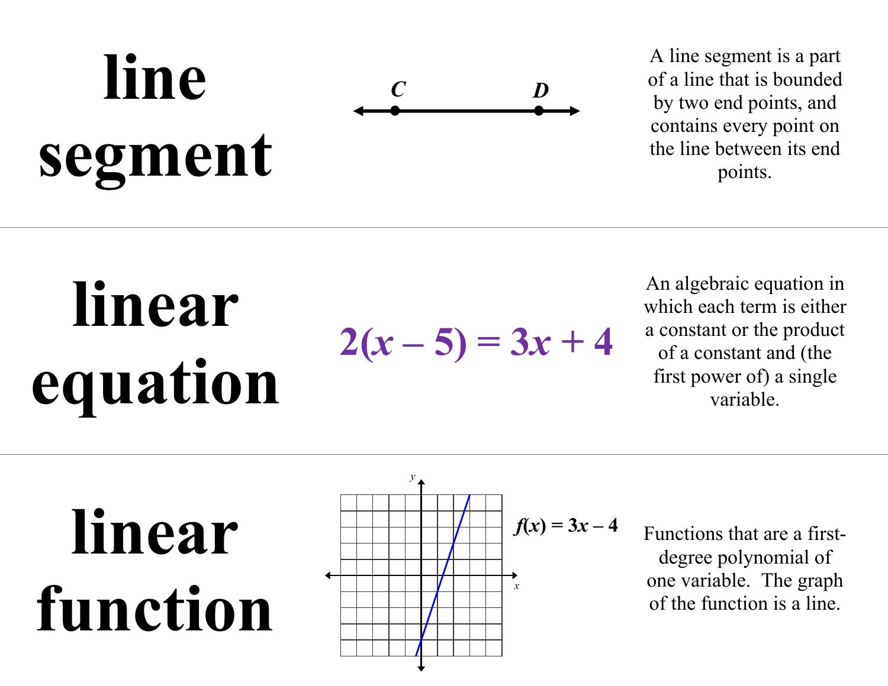# line segment

C D

A line segment is a part of a line that is bounded by two end points, and contains every point on the line between its end points.

# linear equation

$$2(x - 5) = 3x + 4$$

An algebraic equation in which each term is either a constant or the product of a constant and (the first power of) a single variable.

# linear function

y

x

$f(x) = 3x - 4$

Functions that are a first-degree polynomial of one variable. The graph of the function is a line.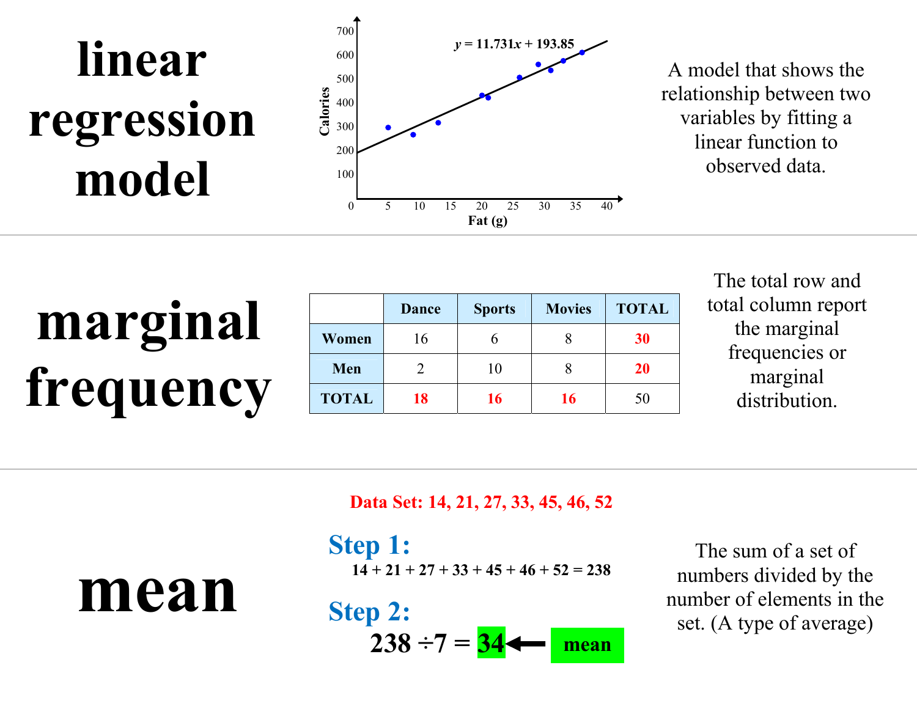# linear regression model

Calories

700
600
500
400
300
200
100
0

5 10 15 20 25 30 35 40

Fat (g)

$y = 11.731x + 193.85$

A model that shows the relationship between two variables by fitting a linear function to observed data.

# marginal frequency

| | Dance | Sports | Movies | TOTAL |
|---|---|---|---|---|
| **Women** | 16 | 6 | 8 | **30** |
| **Men** | 2 | 10 | 8 | **20** |
| **TOTAL** | **18** | **16** | **16** | 50 |

The total row and total column report the marginal frequencies or marginal distribution.

# mean

**Data Set: 14, 21, 27, 33, 45, 46, 52**

**Step 1:**

$14 + 21 + 27 + 33 + 45 + 46 + 52 = 238$

**Step 2:**

$238 \div 7 = 34$ ← **mean**

The sum of a set of numbers divided by the number of elements in the set. (A type of average)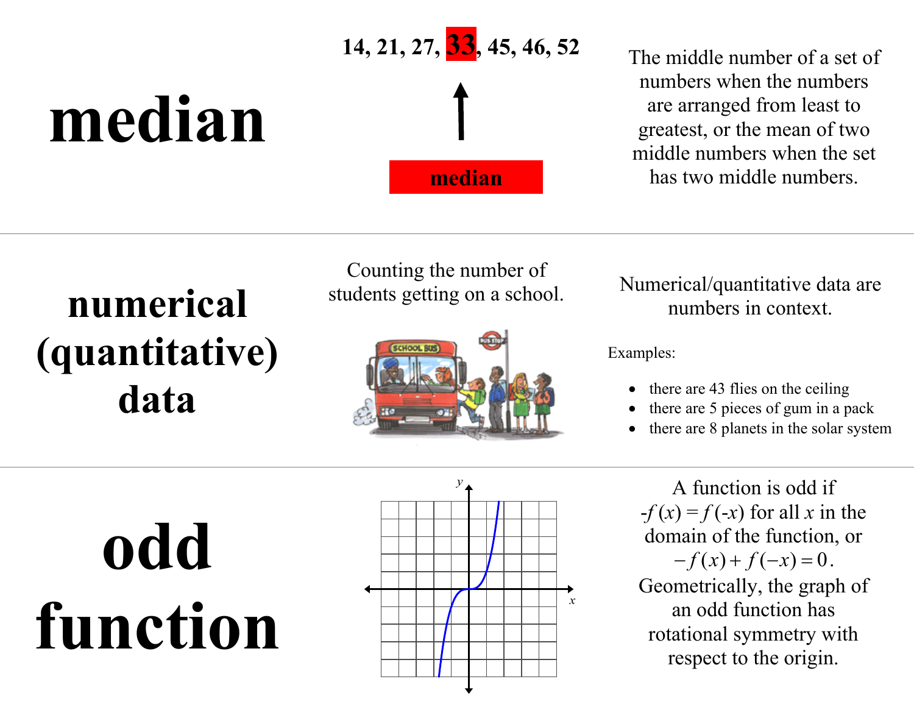# median

14, 21, 27, **33**, 45, 46, 52

**median**

The middle number of a set of numbers when the numbers are arranged from least to greatest, or the mean of two middle numbers when the set has two middle numbers.

# numerical (quantitative) data

Counting the number of students getting on a school.

SCHOOL BUS

BUS STOP

Numerical/quantitative data are numbers in context.

Examples:

- there are 43 flies on the ceiling
- there are 5 pieces of gum in a pack
- there are 8 planets in the solar system

# odd function

y

x

A function is odd if $-f(x) = f(-x)$ for all $x$ in the domain of the function, or $-f(x) + f(-x) = 0$. Geometrically, the graph of an odd function has rotational symmetry with respect to the origin.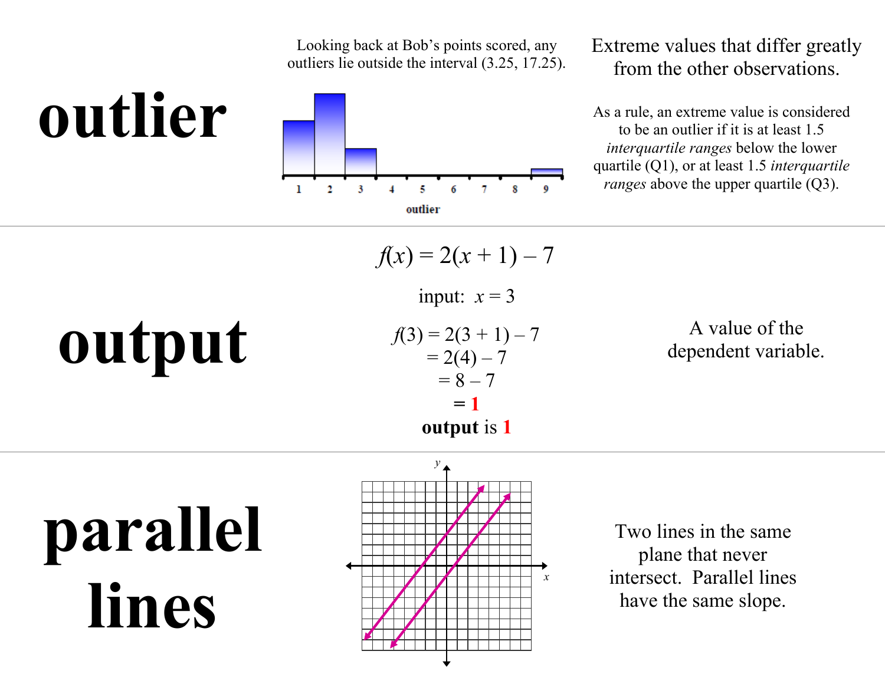# outlier

Looking back at Bob's points scored, any outliers lie outside the interval (3.25, 17.25).

1 2 3 4 5 6 7 8 9

outlier

Extreme values that differ greatly from the other observations.

As a rule, an extreme value is considered to be an outlier if it is at least 1.5 *interquartile ranges* below the lower quartile (Q1), or at least 1.5 *interquartile ranges* above the upper quartile (Q3).

# output

$$f(x) = 2(x + 1) - 7$$

input: $x = 3$

$$\begin{aligned} f(3) &= 2(3 + 1) - 7 \\ &= 2(4) - 7 \\ &= 8 - 7 \\ &= \mathbf{1} \end{aligned}$$

**output** is **1**

A value of the dependent variable.

# parallel lines

Two lines in the same plane that never intersect. Parallel lines have the same slope.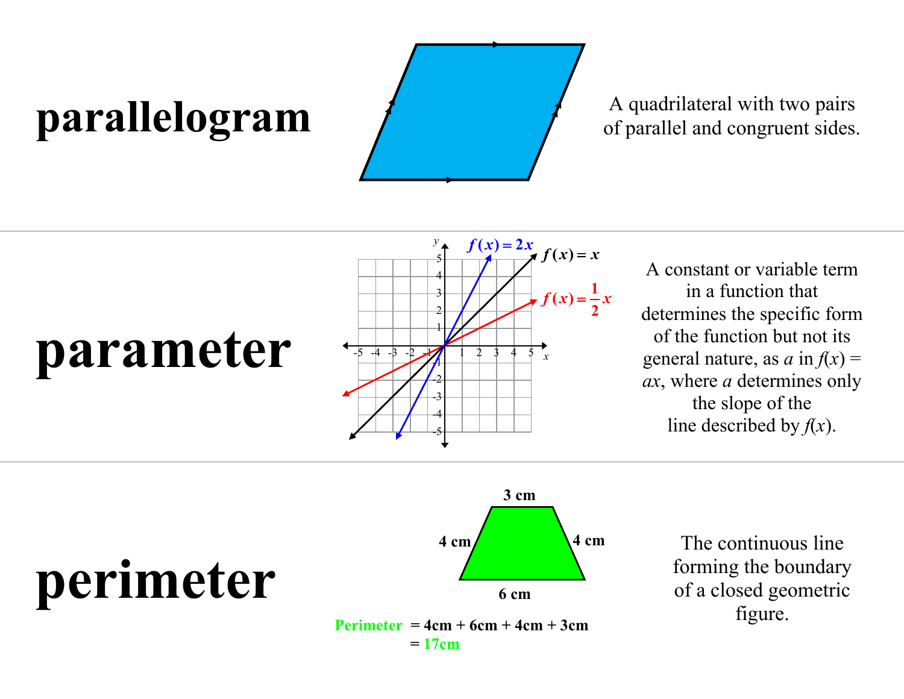# parallelogram

A quadrilateral with two pairs of parallel and congruent sides.

# parameter

$f(x) = 2x$

$f(x) = x$

$f(x) = \frac{1}{2}x$

y

x

-5 -4 -3 -2 -1 1 2 3 4 5

5 4 3 2 1 -1 -2 -3 -4 -5

A constant or variable term in a function that determines the specific form of the function but not its general nature, as $a$ in $f(x) = ax$, where $a$ determines only the slope of the line described by $f(x)$.

# perimeter

3 cm

4 cm

4 cm

6 cm

Perimeter = 4cm + 6cm + 4cm + 3cm
= 17cm

The continuous line forming the boundary of a closed geometric figure.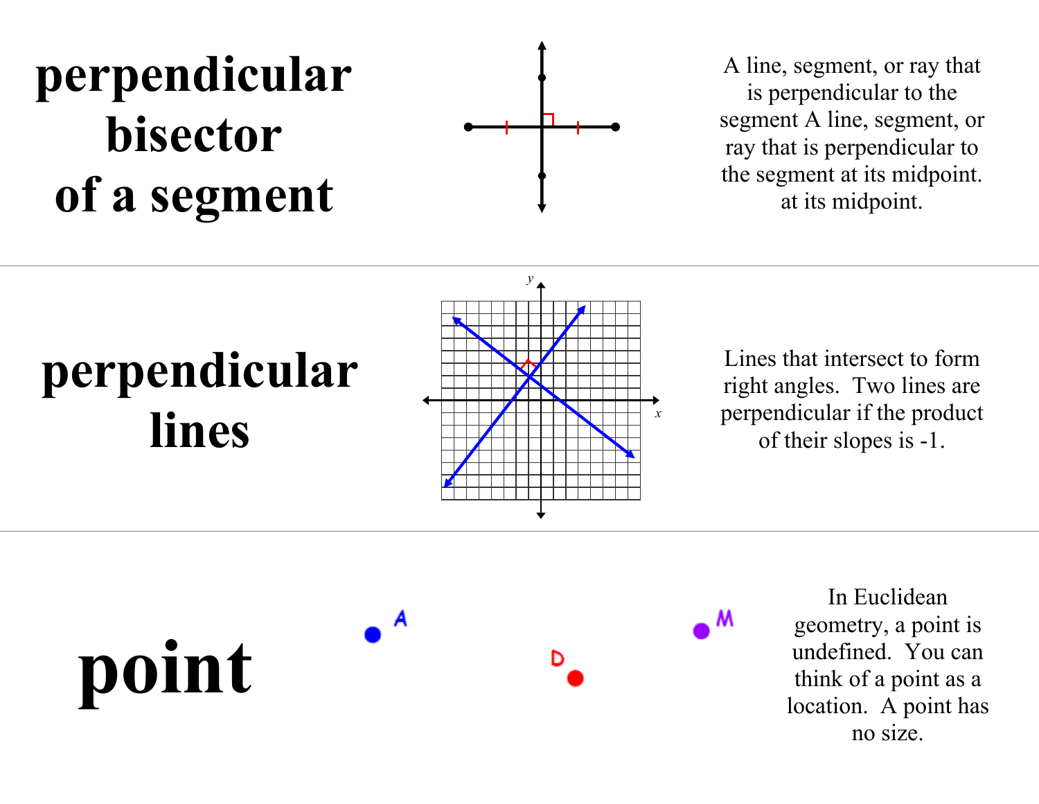## perpendicular bisector of a segment

A line, segment, or ray that is perpendicular to the segment A line, segment, or ray that is perpendicular to the segment at its midpoint. at its midpoint.

## perpendicular lines

y

x

Lines that intersect to form right angles. Two lines are perpendicular if the product of their slopes is -1.

## point

A

D

M

In Euclidean geometry, a point is undefined. You can think of a point as a location. A point has no size.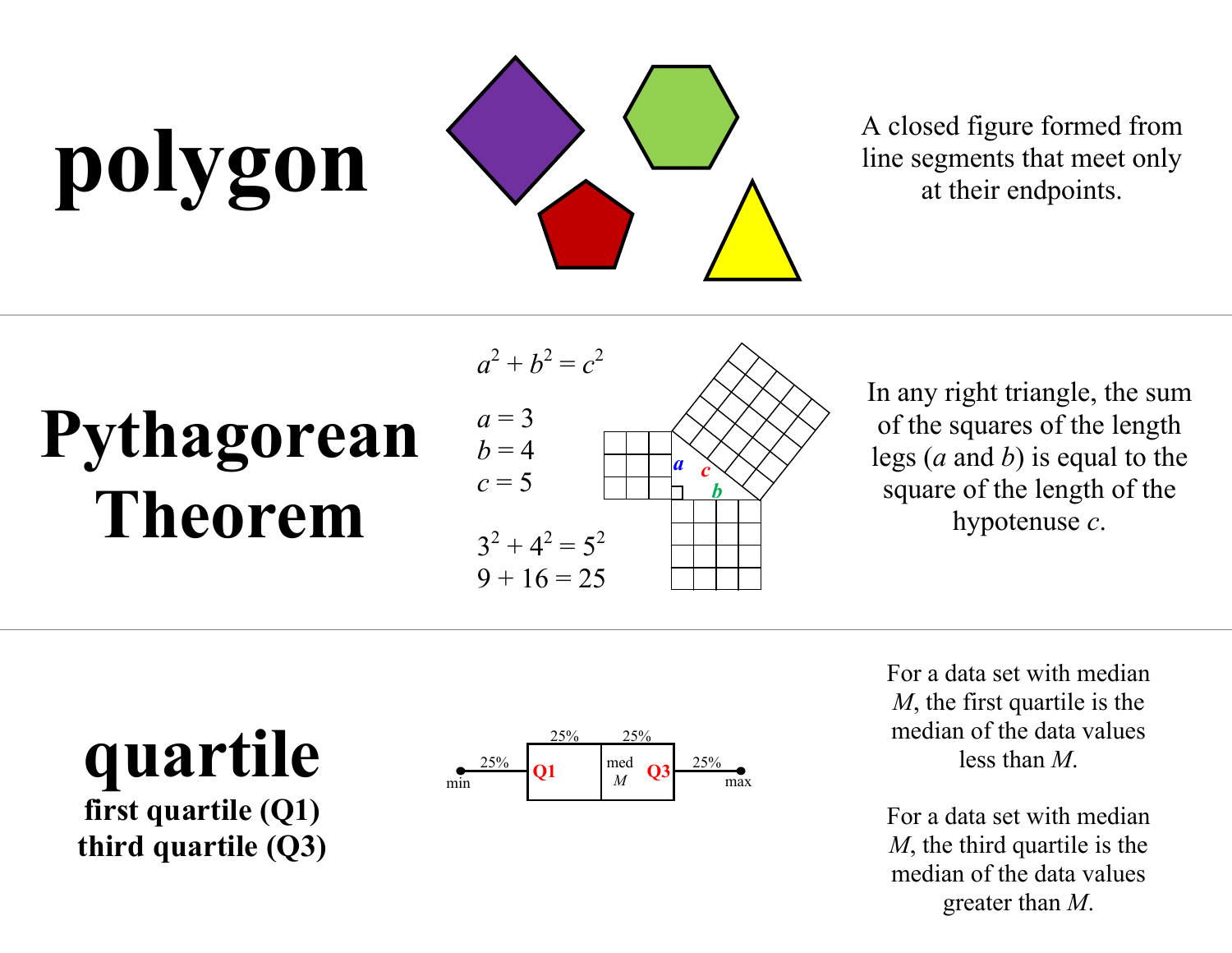# polygon

A closed figure formed from line segments that meet only at their endpoints.

# Pythagorean Theorem

$a^2 + b^2 = c^2$

$a = 3$
$b = 4$
$c = 5$

$3^2 + 4^2 = 5^2$
$9 + 16 = 25$

a
c
b

In any right triangle, the sum of the squares of the length legs ($a$ and $b$) is equal to the square of the length of the hypotenuse $c$.

# quartile

**first quartile (Q1)**
**third quartile (Q3)**

25%
25%
25%
25%
min
Q1
med
$M$
Q3
max

For a data set with median $M$, the first quartile is the median of the data values less than $M$.

For a data set with median $M$, the third quartile is the median of the data values greater than $M$.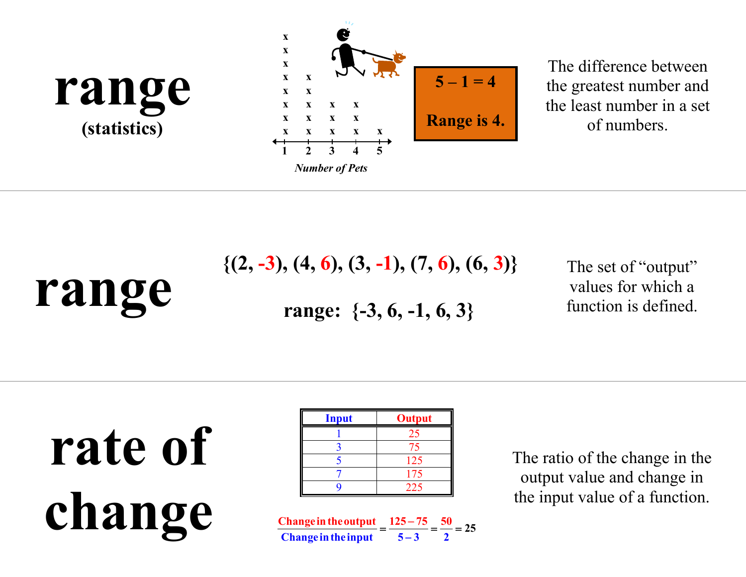# range

**(statistics)**

Number of Pets

1 2 3 4 5

**5 – 1 = 4**

**Range is 4.**

The difference between the greatest number and the least number in a set of numbers.

---

# range

**{(2, -3), (4, 6), (3, -1), (7, 6), (6, 3)}**

**range: {-3, 6, -1, 6, 3}**

The set of "output" values for which a function is defined.

---

# rate of change

| Input | Output |
| --- | --- |
| 1 | 25 |
| 3 | 75 |
| 5 | 125 |
| 7 | 175 |
| 9 | 225 |

$$\frac{\text{Change in the output}}{\text{Change in the input}} = \frac{125 - 75}{5 - 3} = \frac{50}{2} = 25$$

The ratio of the change in the output value and change in the input value of a function.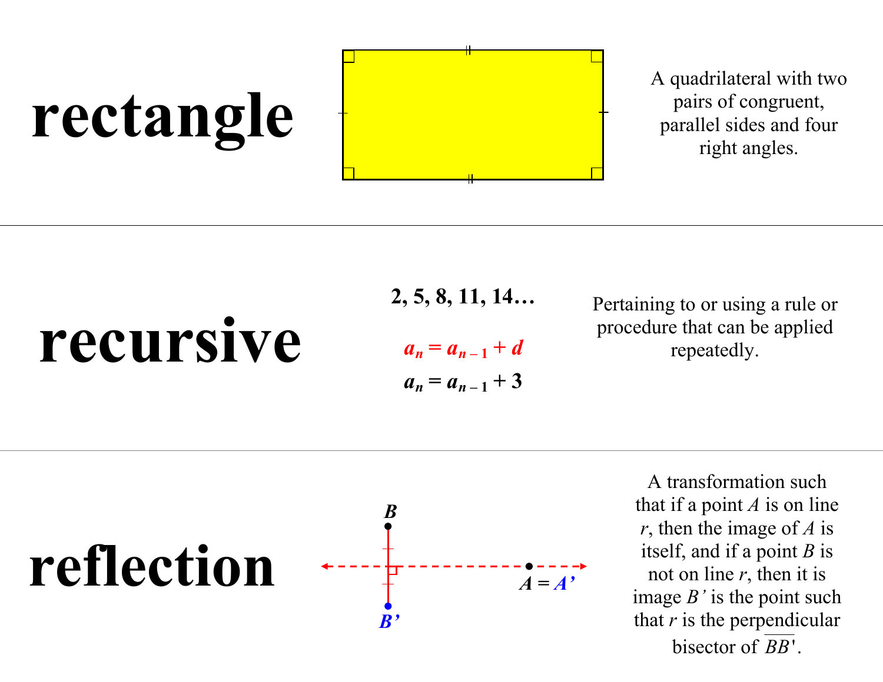# rectangle

A quadrilateral with two pairs of congruent, parallel sides and four right angles.

# recursive

**2, 5, 8, 11, 14…**

$$a_n = a_{n-1} + d$$

$$a_n = a_{n-1} + 3$$

Pertaining to or using a rule or procedure that can be applied repeatedly.

# reflection

*B*

*A* = *A'*

*B'*

A transformation such that if a point *A* is on line *r*, then the image of *A* is itself, and if a point *B* is not on line *r*, then it is image *B'* is the point such that *r* is the perpendicular bisector of $\overline{BB'}$.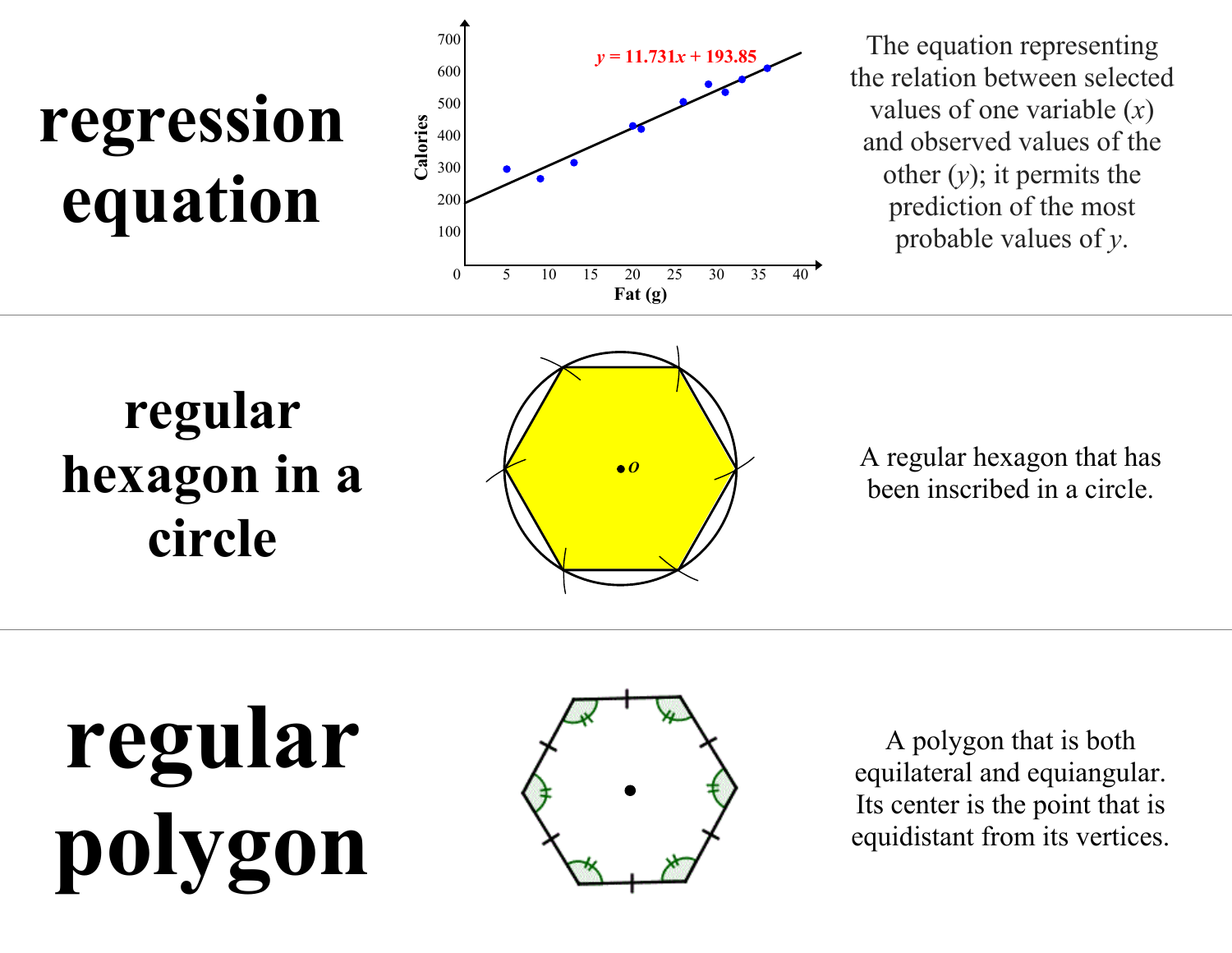## regression equation

$y = 11.731x + 193.85$

Calories

700
600
500
400
300
200
100
0

5 10 15 20 25 30 35 40

Fat (g)

The equation representing the relation between selected values of one variable ($x$) and observed values of the other ($y$); it permits the prediction of the most probable values of $y$.

## regular hexagon in a circle

o

A regular hexagon that has been inscribed in a circle.

## regular polygon

A polygon that is both equilateral and equiangular. Its center is the point that is equidistant from its vertices.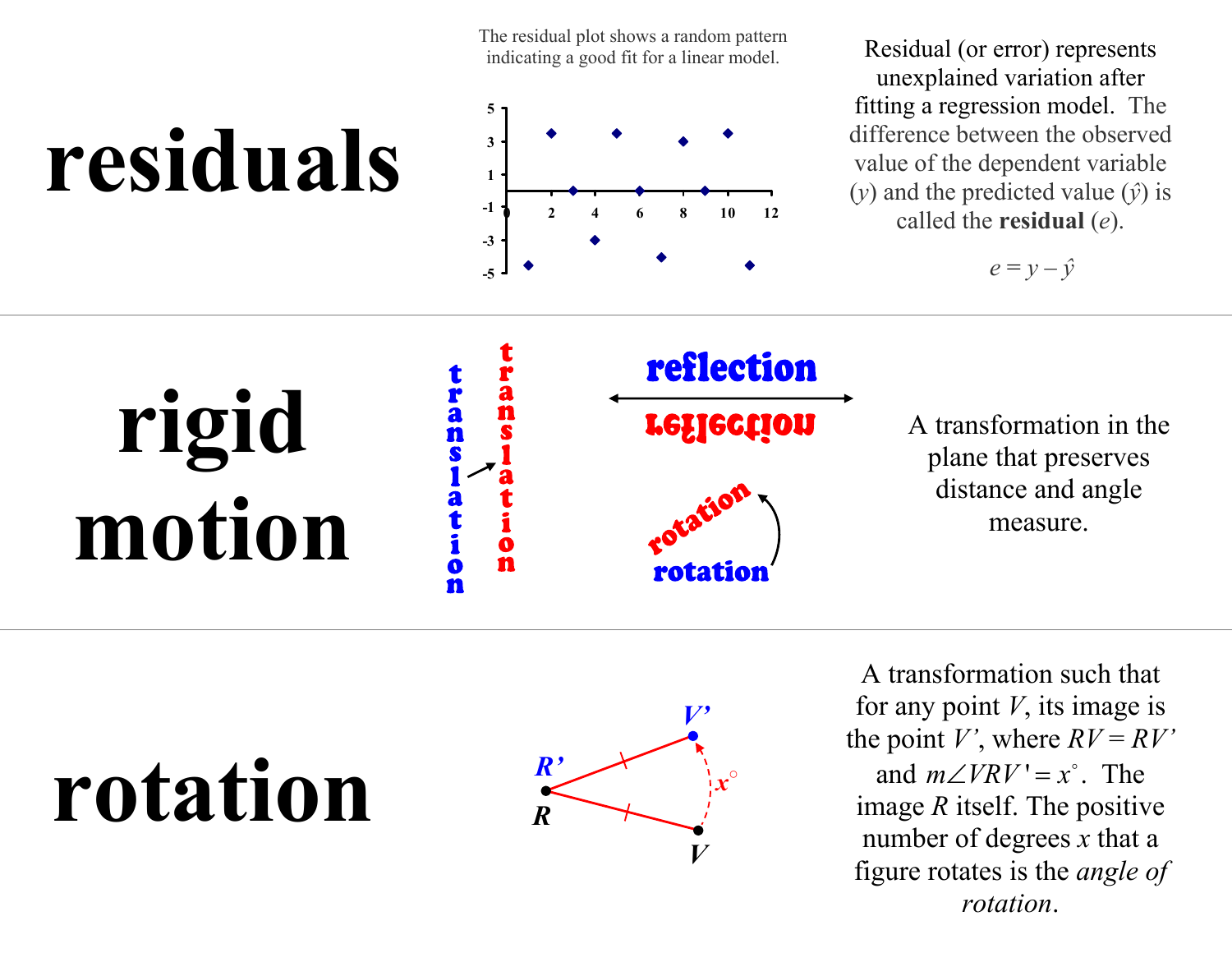# residuals

The residual plot shows a random pattern indicating a good fit for a linear model.

5
3
1
-1
-3
-5
0 2 4 6 8 10 12

Residual (or error) represents unexplained variation after fitting a regression model. The difference between the observed value of the dependent variable ($y$) and the predicted value ($\hat{y}$) is called the **residual** ($e$).

$$e = y - \hat{y}$$

# rigid motion

translation
translation
reflection
reflection
rotation
rotation

A transformation in the plane that preserves distance and angle measure.

# rotation

R'
V'
R
V
$x^\circ$

A transformation such that for any point $V$, its image is the point $V'$, where $RV = RV'$ and $m\angle VRV' = x^\circ$. The image $R$ itself. The positive number of degrees $x$ that a figure rotates is the *angle of rotation*.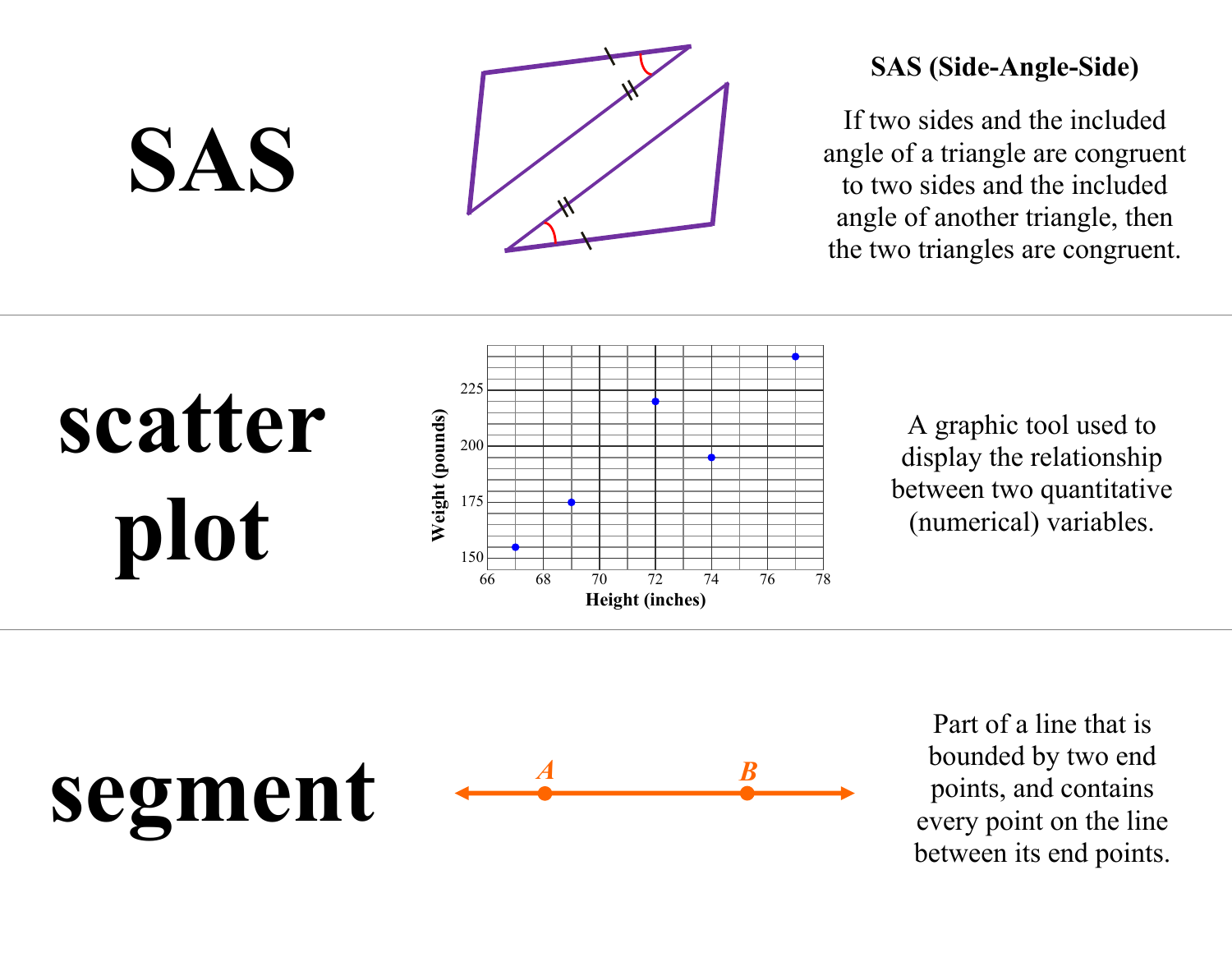# SAS

**SAS (Side-Angle-Side)**

If two sides and the included angle of a triangle are congruent to two sides and the included angle of another triangle, then the two triangles are congruent.

# scatter plot

Weight (pounds)

225
200
175
150

66 68 70 72 74 76 78

Height (inches)

A graphic tool used to display the relationship between two quantitative (numerical) variables.

# segment

A B

Part of a line that is bounded by two end points, and contains every point on the line between its end points.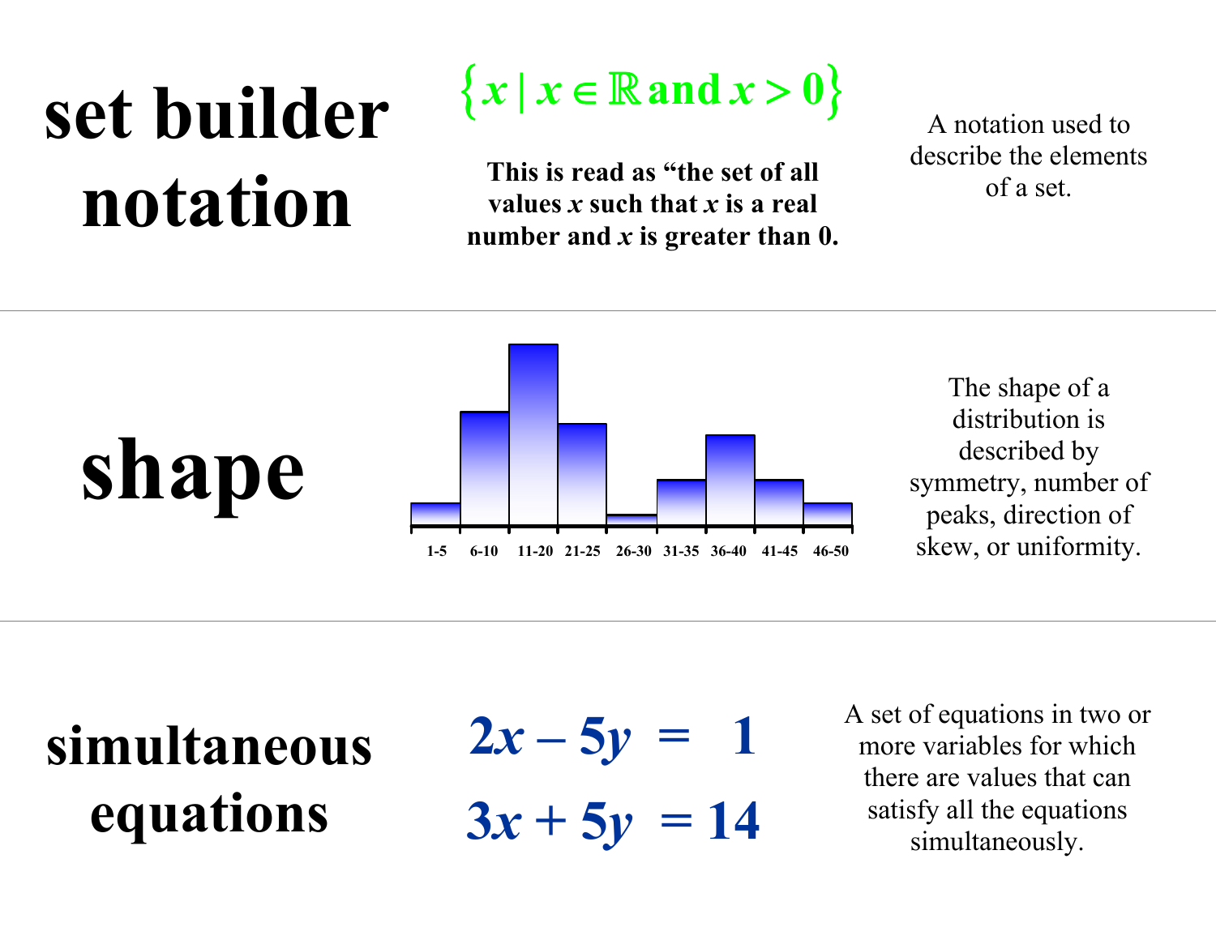# set builder notation

$$\{x \mid x \in \mathbb{R} \text{ and } x > 0\}$$

**This is read as "the set of all values *x* such that *x* is a real number and *x* is greater than 0.**

A notation used to describe the elements of a set.

# shape

1-5
6-10
11-20
21-25
26-30
31-35
36-40
41-45
46-50

The shape of a distribution is described by symmetry, number of peaks, direction of skew, or uniformity.

# simultaneous equations

$$2x - 5y = 1$$
$$3x + 5y = 14$$

A set of equations in two or more variables for which there are values that can satisfy all the equations simultaneously.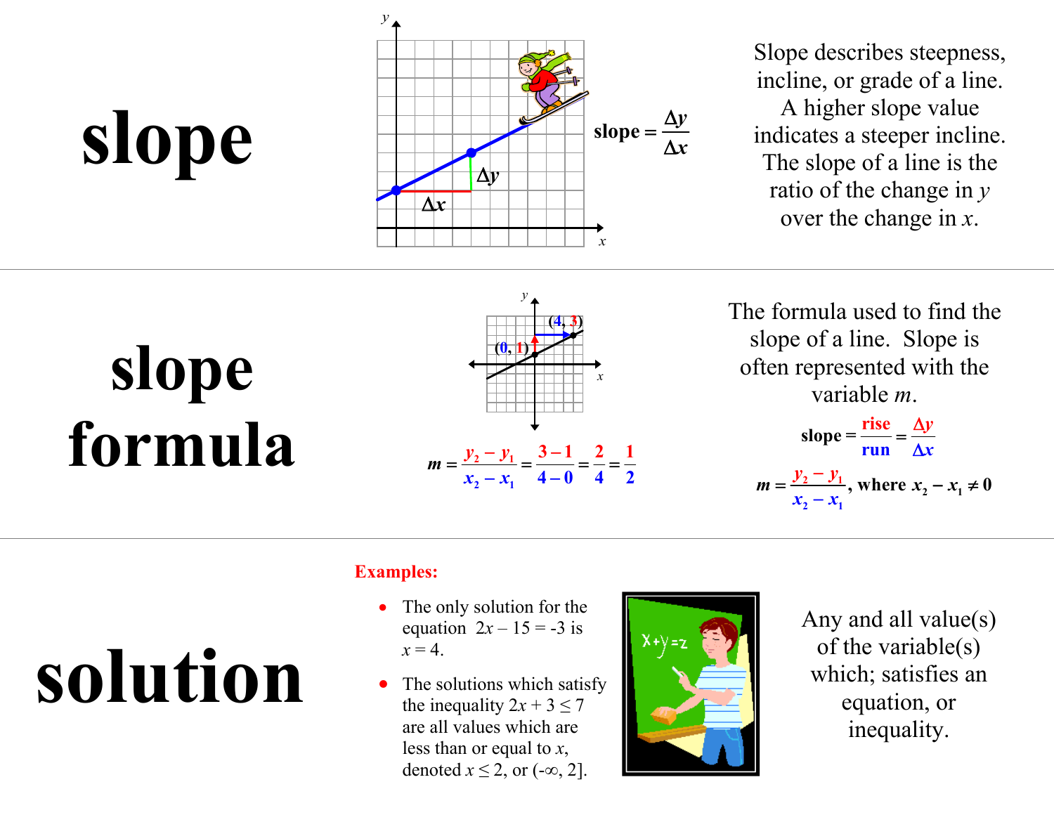# slope

slope = $\frac{\Delta y}{\Delta x}$

$\Delta y$

$\Delta x$

Slope describes steepness, incline, or grade of a line. A higher slope value indicates a steeper incline. The slope of a line is the ratio of the change in $y$ over the change in $x$.

# slope formula

(4, 3)

(0, 1)

$$m = \frac{y_2 - y_1}{x_2 - x_1} = \frac{3-1}{4-0} = \frac{2}{4} = \frac{1}{2}$$

The formula used to find the slope of a line. Slope is often represented with the variable $m$.

$$\text{slope} = \frac{\text{rise}}{\text{run}} = \frac{\Delta y}{\Delta x}$$

$$m = \frac{y_2 - y_1}{x_2 - x_1}, \text{ where } x_2 - x_1 \neq 0$$

# solution

**Examples:**

- The only solution for the equation $2x - 15 = -3$ is $x = 4$.
- The solutions which satisfy the inequality $2x + 3 \leq 7$ are all values which are less than or equal to $x$, denoted $x \leq 2$, or $(-\infty, 2]$.

Any and all value(s) of the variable(s) which; satisfies an equation, or inequality.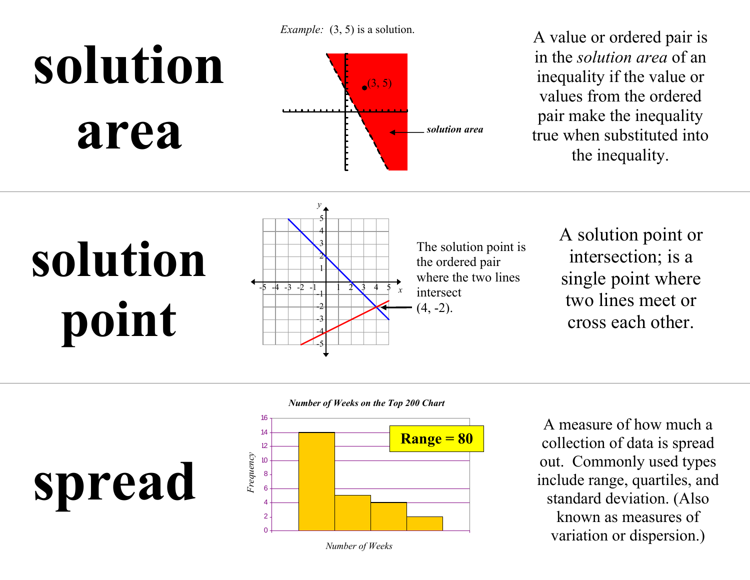# solution area

*Example:* (3, 5) is a solution.

(3, 5)

*solution area*

A value or ordered pair is in the *solution area* of an inequality if the value or values from the ordered pair make the inequality true when substituted into the inequality.

# solution point

y

5
4
3
2
1
-5 -4 -3 -2 -1 1 2 3 4 5 x
-1
-2
-3
-4
-5

The solution point is the ordered pair where the two lines intersect (4, -2).

A solution point or intersection; is a single point where two lines meet or cross each other.

# spread

***Number of Weeks on the Top 200 Chart***

16
14
12
10
8
6
4
2
0

*Frequency*

**Range = 80**

*Number of Weeks*

A measure of how much a collection of data is spread out. Commonly used types include range, quartiles, and standard deviation. (Also known as measures of variation or dispersion.)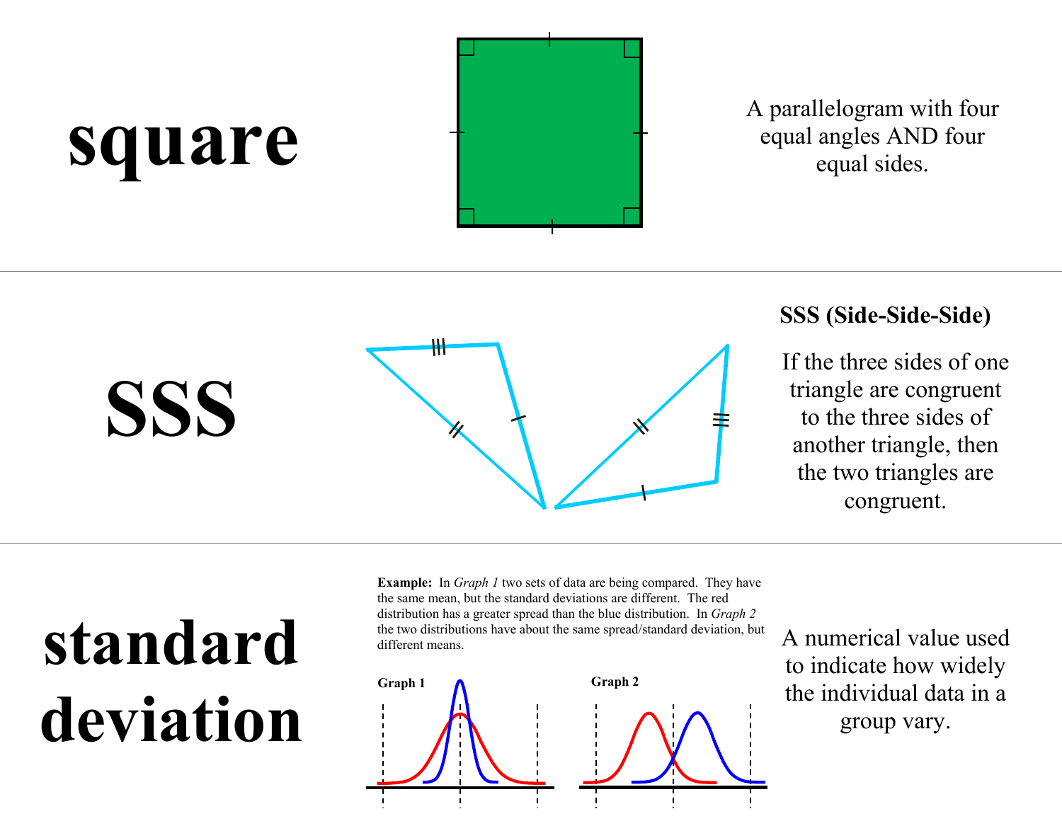# square

A parallelogram with four equal angles AND four equal sides.

# SSS

**SSS (Side-Side-Side)**

If the three sides of one triangle are congruent to the three sides of another triangle, then the two triangles are congruent.

# standard deviation

**Example:** In *Graph 1* two sets of data are being compared. They have the same mean, but the standard deviations are different. The red distribution has a greater spread than the blue distribution. In *Graph 2* the two distributions have about the same spread/standard deviation, but different means.

Graph 1

Graph 2

A numerical value used to indicate how widely the individual data in a group vary.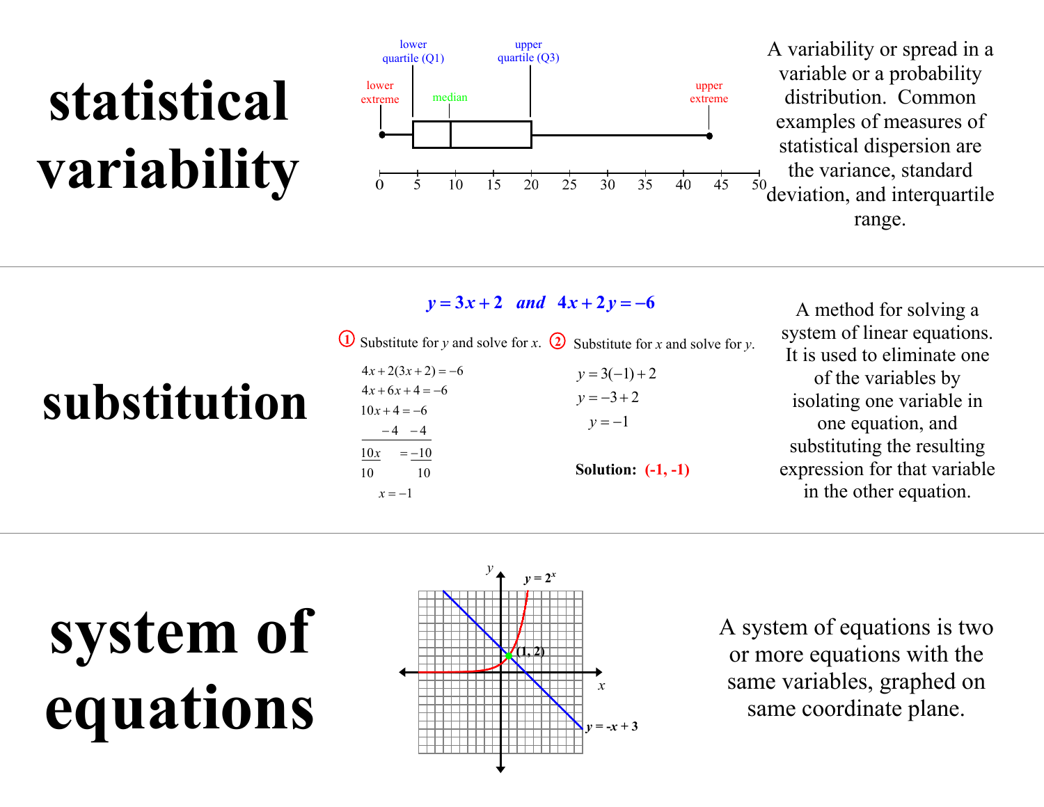# statistical variability

lower quartile (Q1)

upper quartile (Q3)

lower extreme

median

upper extreme

0 5 10 15 20 25 30 35 40 45 50

A variability or spread in a variable or a probability distribution. Common examples of measures of statistical dispersion are the variance, standard deviation, and interquartile range.

# substitution

$y = 3x + 2$ *and* $4x + 2y = -6$

① Substitute for $y$ and solve for $x$.

$4x + 2(3x + 2) = -6$

$4x + 6x + 4 = -6$

$10x + 4 = -6$

$\quad -4 \quad -4$

$\frac{10x}{10} = \frac{-10}{10}$

$x = -1$

② Substitute for $x$ and solve for $y$.

$y = 3(-1) + 2$

$y = -3 + 2$

$y = -1$

**Solution: (-1, -1)**

A method for solving a system of linear equations. It is used to eliminate one of the variables by isolating one variable in one equation, and substituting the resulting expression for that variable in the other equation.

# system of equations

$y$

$y = 2^x$

(1, 2)

$x$

$y = -x + 3$

A system of equations is two or more equations with the same variables, graphed on same coordinate plane.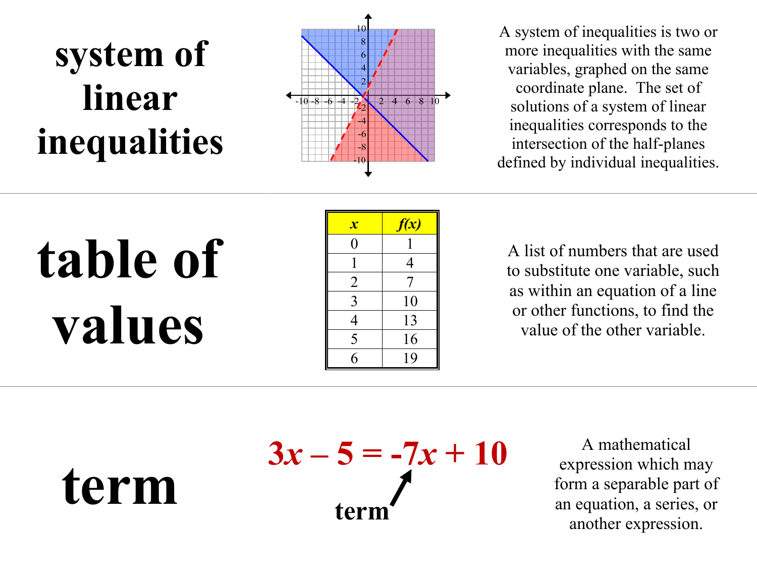## system of linear inequalities

10
8
6
4
2
-10 -8 -6 -4 -2 2 4 6 8 10
-2
-4
-6
-8
-10

A system of inequalities is two or more inequalities with the same variables, graphed on the same coordinate plane. The set of solutions of a system of linear inequalities corresponds to the intersection of the half-planes defined by individual inequalities.

## table of values

| $x$ | $f(x)$ |
|---|---|
| 0 | 1 |
| 1 | 4 |
| 2 | 7 |
| 3 | 10 |
| 4 | 13 |
| 5 | 16 |
| 6 | 19 |

A list of numbers that are used to substitute one variable, such as within an equation of a line or other functions, to find the value of the other variable.

## term

$$3x - 5 = -7x + 10$$

term

A mathematical expression which may form a separable part of an equation, a series, or another expression.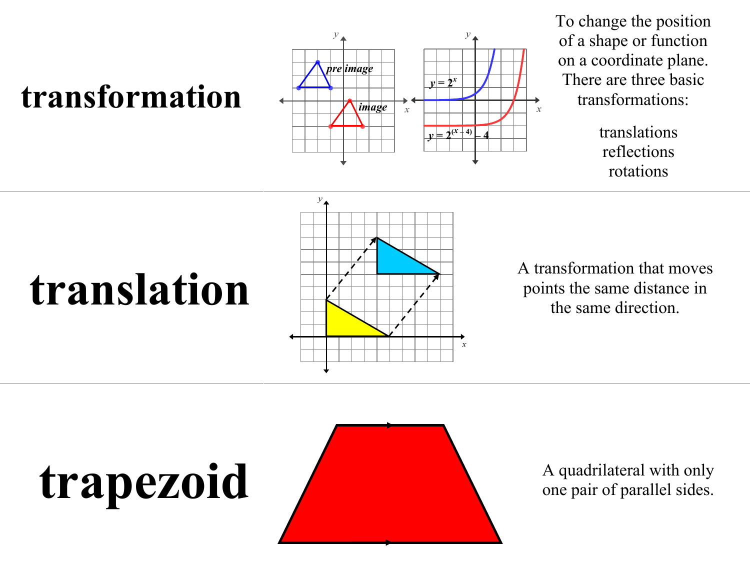**transformation**

pre image

image

$y = 2^x$

$y = 2^{(x-4)} - 4$

To change the position of a shape or function on a coordinate plane. There are three basic transformations:

translations
reflections
rotations

**translation**

A transformation that moves points the same distance in the same direction.

**trapezoid**

A quadrilateral with only one pair of parallel sides.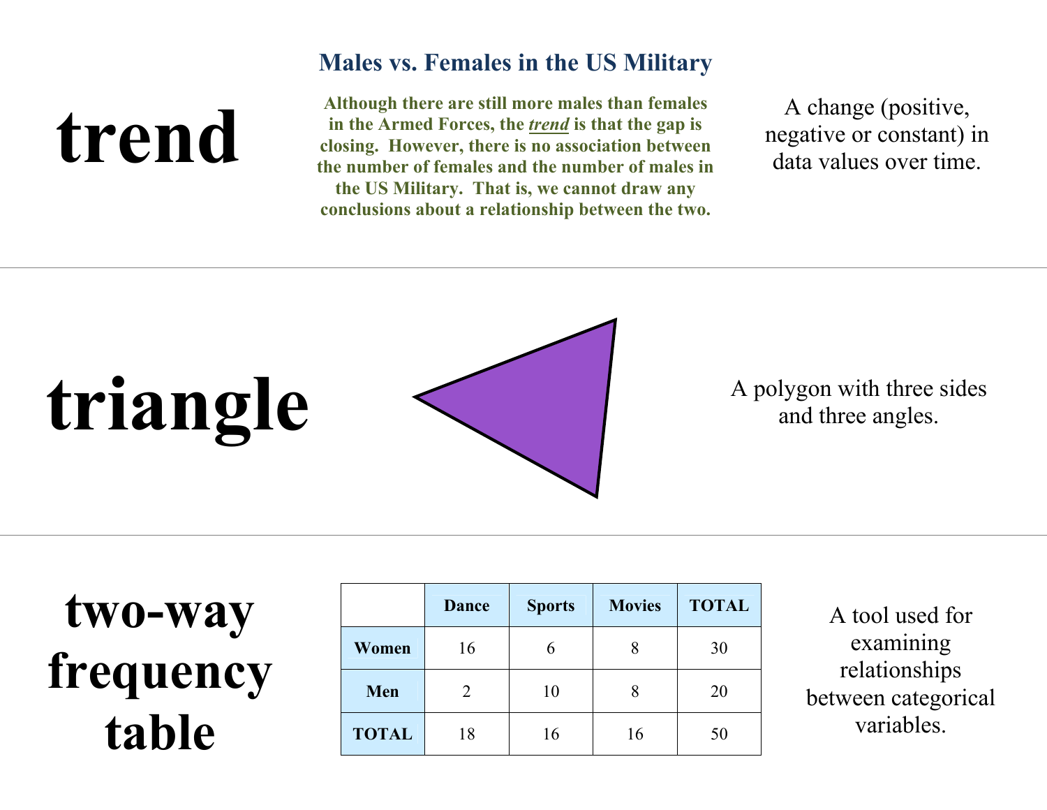# trend

### Males vs. Females in the US Military

**Although there are still more males than females in the Armed Forces, the *trend* is that the gap is closing. However, there is no association between the number of females and the number of males in the US Military. That is, we cannot draw any conclusions about a relationship between the two.**

A change (positive, negative or constant) in data values over time.

# triangle

A polygon with three sides and three angles.

# two-way frequency table

| | Dance | Sports | Movies | TOTAL |
|---|---|---|---|---|
| **Women** | 16 | 6 | 8 | 30 |
| **Men** | 2 | 10 | 8 | 20 |
| **TOTAL** | 18 | 16 | 16 | 50 |

A tool used for examining relationships between categorical variables.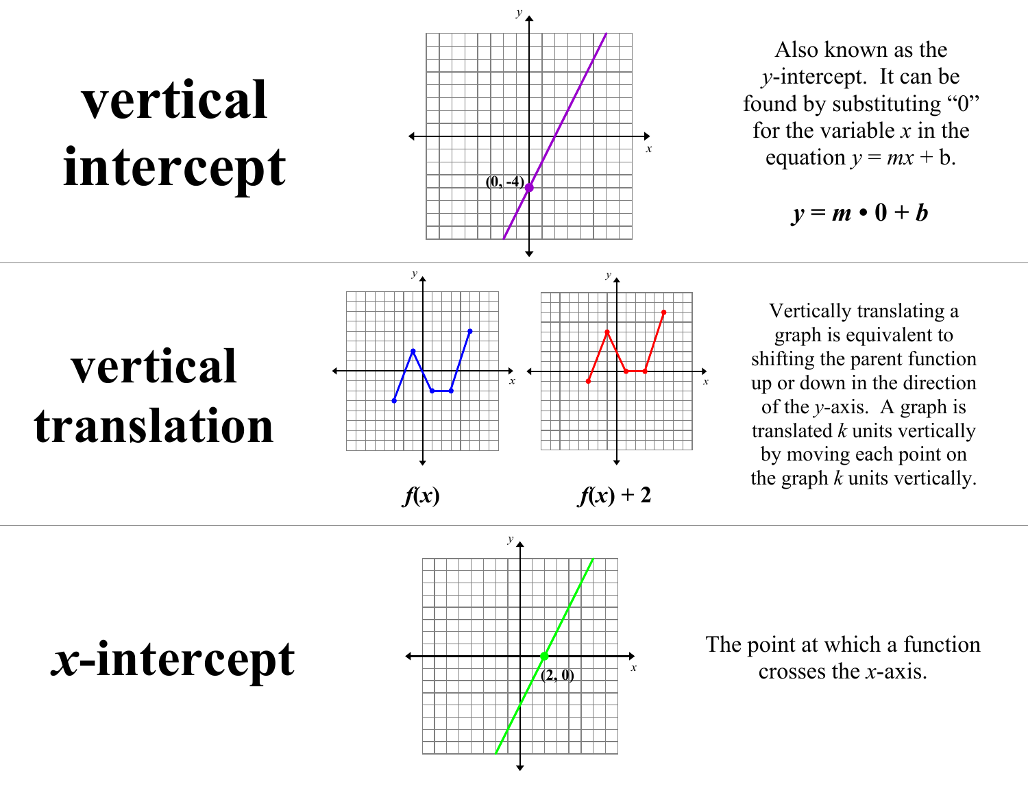## vertical intercept

(0, -4)

Also known as the $y$-intercept. It can be found by substituting "0" for the variable $x$ in the equation $y = mx + b$.

$$y = m \cdot 0 + b$$

## vertical translation

$f(x)$

$f(x) + 2$

Vertically translating a graph is equivalent to shifting the parent function up or down in the direction of the $y$-axis. A graph is translated $k$ units vertically by moving each point on the graph $k$ units vertically.

## $x$-intercept

(2, 0)

The point at which a function crosses the $x$-axis.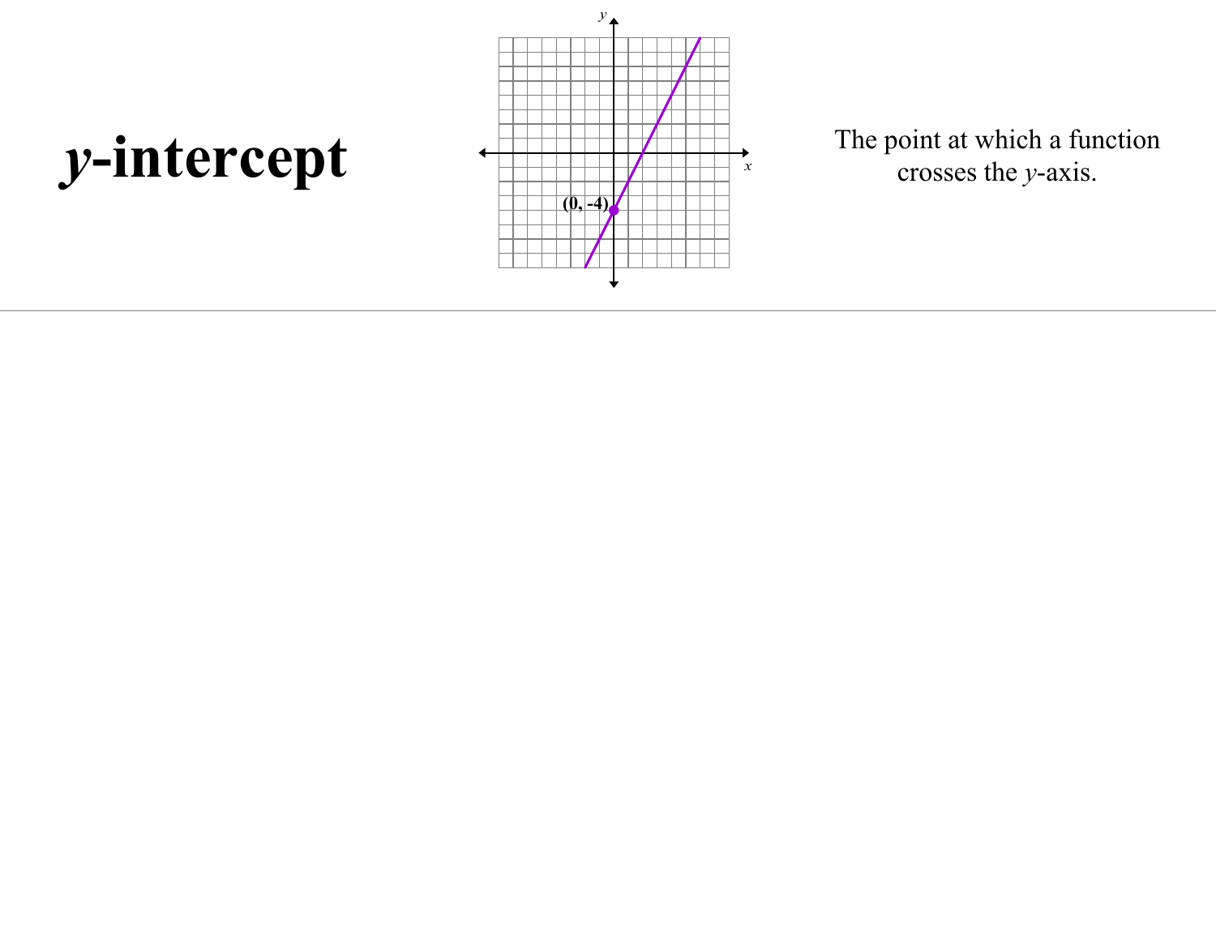# *y*-intercept

y

x

(0, -4)

The point at which a function crosses the *y*-axis.